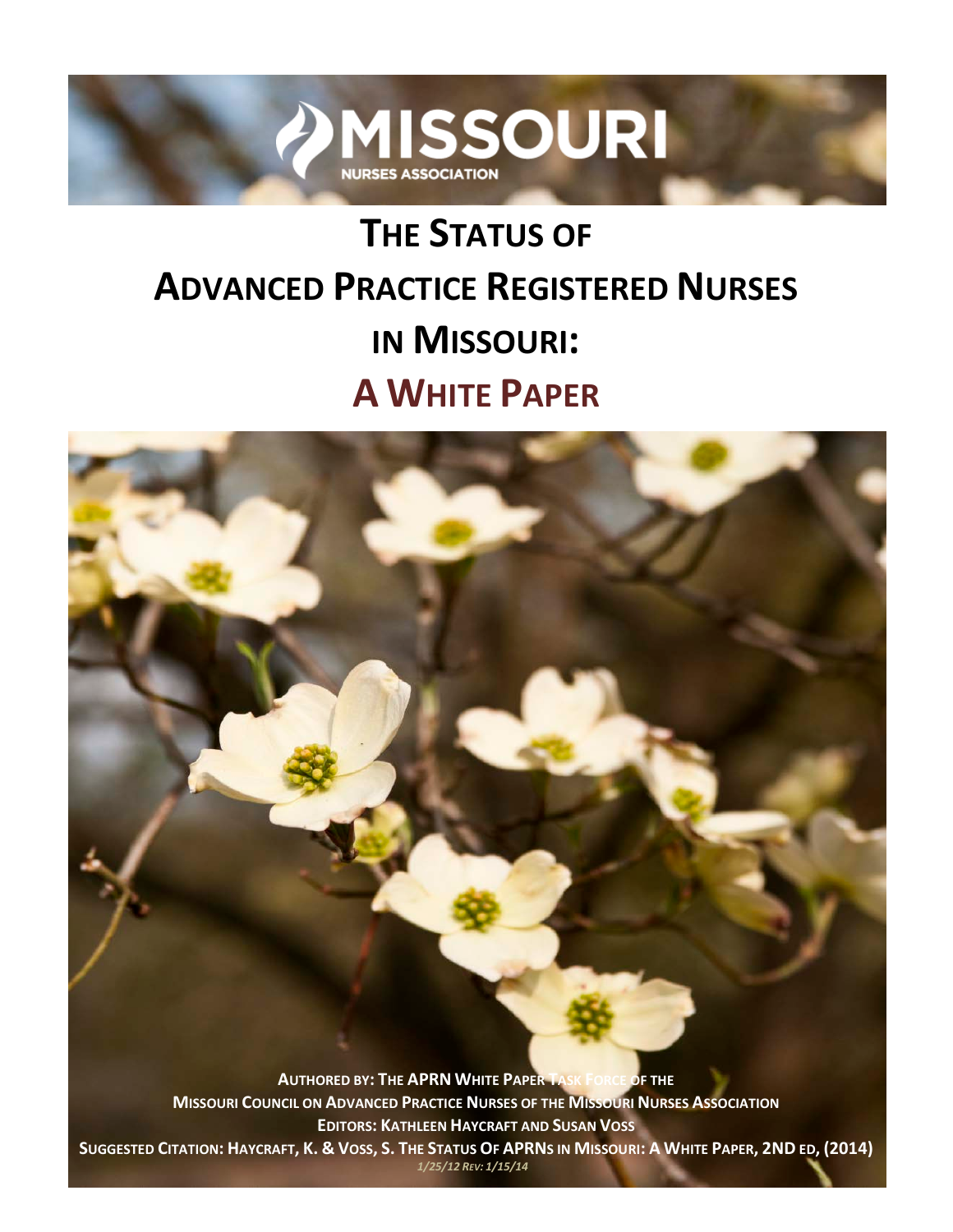MISSOURI NURSES ASSOCIATION

# THE STATUS OF ADVANCED PRACTICE REGISTERED NURSES IN MISSOURI: A WHITE PAPER

**AUTHORED BY: THE APRN WHITE PAPER TASK FORCE OF THE MISSOURI COUNCIL ON ADVANCED PRACTICE NURSES OF THE MISSOURI NURSES ASSOCIATION**

**EDITORS: KATHLEEN HAYCRAFT AND SUSAN VOSS**

**SUGGESTED CITATION: HAYCRAFT, K. & VOSS, S. THE STATUS OF APRNS IN MISSOURI: A WHITE PAPER, 2ND ED, (2014)**

*1/25/12 REV: 1/15/14*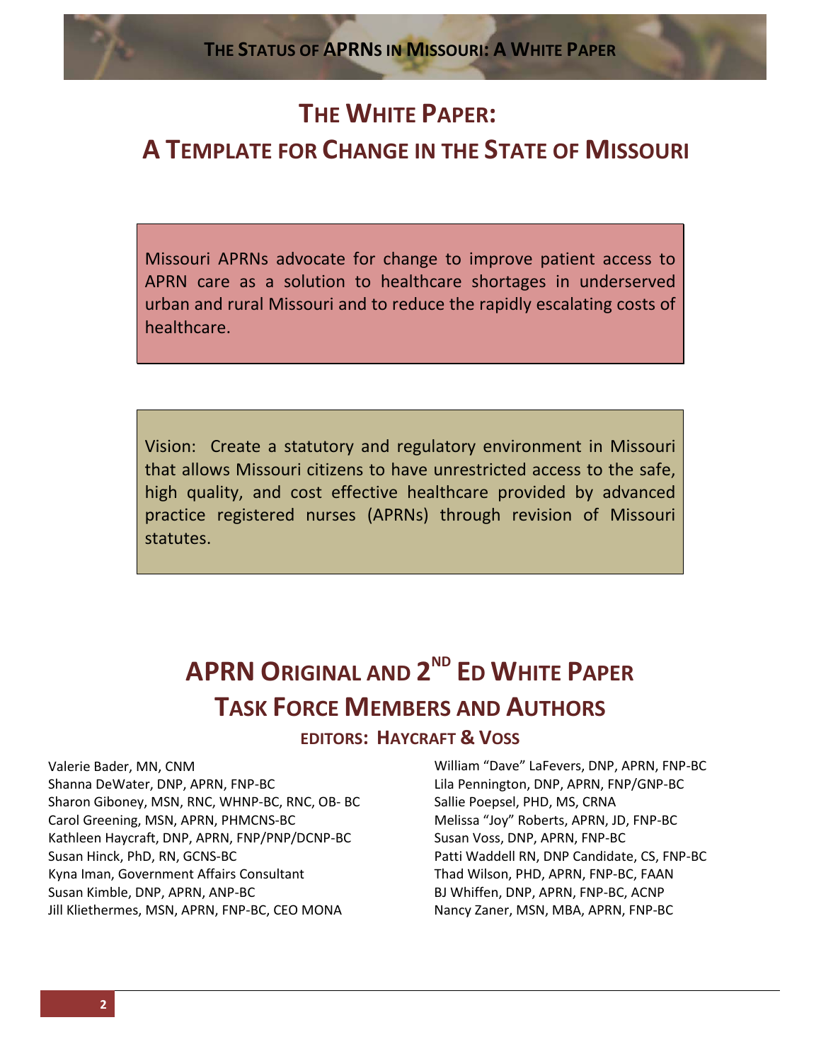# THE WHITE PAPER:

# A TEMPLATE FOR CHANGE IN THE STATE OF MISSOURI

Missouri APRNs advocate for change to improve patient access to APRN care as a solution to healthcare shortages in underserved urban and rural Missouri and to reduce the rapidly escalating costs of healthcare.

Vision: Create a statutory and regulatory environment in Missouri that allows Missouri citizens to have unrestricted access to the safe, high quality, and cost effective healthcare provided by advanced practice registered nurses (APRNs) through revision of Missouri statutes.

## APRN ORIGINAL AND 2ND ED WHITE PAPER TASK FORCE MEMBERS AND AUTHORS

### EDITORS: HAYCRAFT & VOSS

Valerie Bader, MN, CNM
Shanna DeWater, DNP, APRN, FNP-BC
Sharon Giboney, MSN, RNC, WHNP-BC, RNC, OB- BC
Carol Greening, MSN, APRN, PHMCNS-BC
Kathleen Haycraft, DNP, APRN, FNP/PNP/DCNP-BC
Susan Hinck, PhD, RN, GCNS-BC
Kyna Iman, Government Affairs Consultant
Susan Kimble, DNP, APRN, ANP-BC
Jill Kliethermes, MSN, APRN, FNP-BC, CEO MONA
William "Dave" LaFevers, DNP, APRN, FNP-BC
Lila Pennington, DNP, APRN, FNP/GNP-BC
Sallie Poepsel, PHD, MS, CRNA
Melissa "Joy" Roberts, APRN, JD, FNP-BC
Susan Voss, DNP, APRN, FNP-BC
Patti Waddell RN, DNP Candidate, CS, FNP-BC
Thad Wilson, PHD, APRN, FNP-BC, FAAN
BJ Whiffen, DNP, APRN, FNP-BC, ACNP
Nancy Zaner, MSN, MBA, APRN, FNP-BC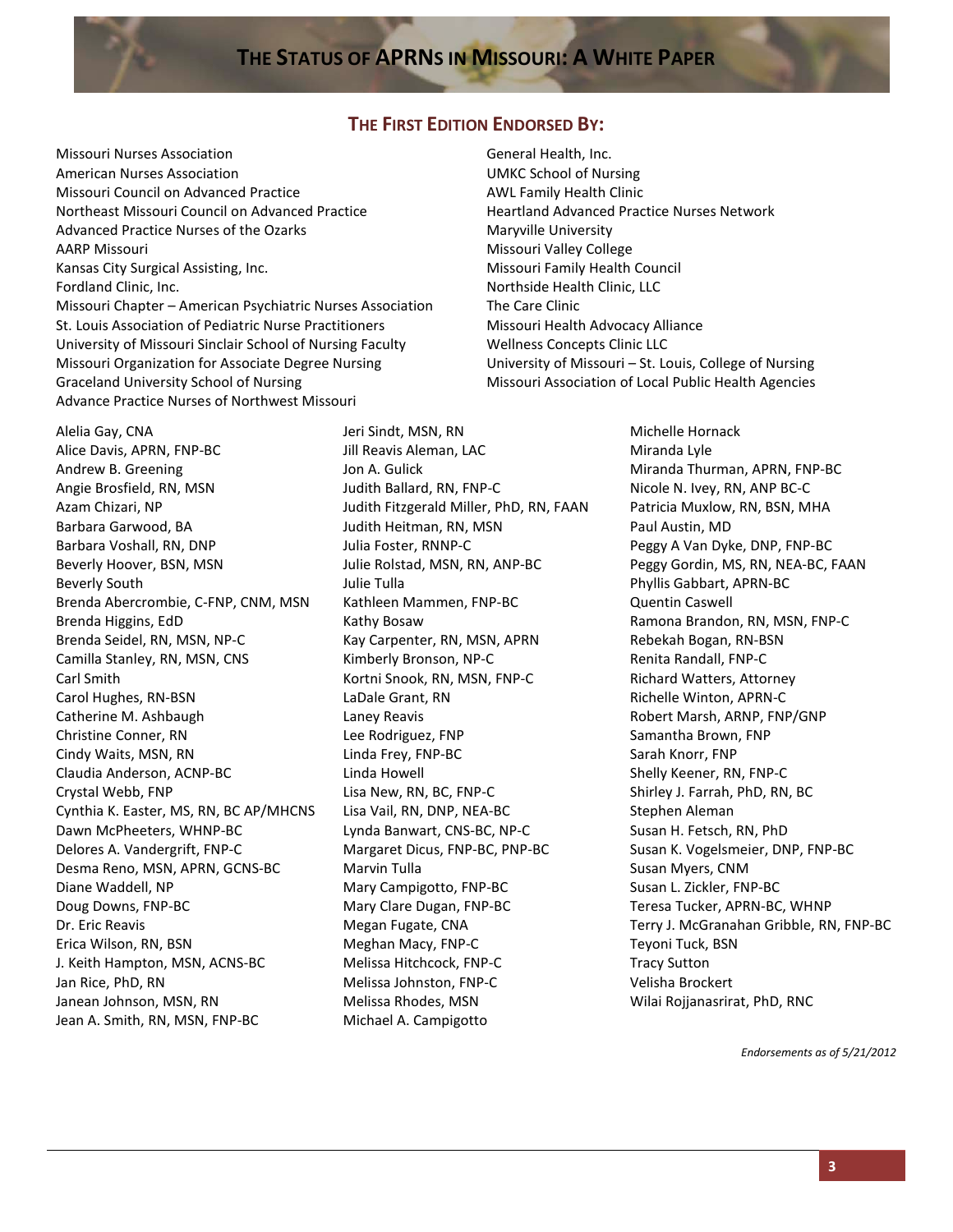## The First Edition Endorsed By:

Missouri Nurses Association
American Nurses Association
Missouri Council on Advanced Practice
Northeast Missouri Council on Advanced Practice
Advanced Practice Nurses of the Ozarks
AARP Missouri
Kansas City Surgical Assisting, Inc.
Fordland Clinic, Inc.
Missouri Chapter – American Psychiatric Nurses Association
St. Louis Association of Pediatric Nurse Practitioners
University of Missouri Sinclair School of Nursing Faculty
Missouri Organization for Associate Degree Nursing
Graceland University School of Nursing
Advance Practice Nurses of Northwest Missouri
General Health, Inc.
UMKC School of Nursing
AWL Family Health Clinic
Heartland Advanced Practice Nurses Network
Maryville University
Missouri Valley College
Missouri Family Health Council
Northside Health Clinic, LLC
The Care Clinic
Missouri Health Advocacy Alliance
Wellness Concepts Clinic LLC
University of Missouri – St. Louis, College of Nursing
Missouri Association of Local Public Health Agencies

Alelia Gay, CNA
Alice Davis, APRN, FNP-BC
Andrew B. Greening
Angie Brosfield, RN, MSN
Azam Chizari, NP
Barbara Garwood, BA
Barbara Voshall, RN, DNP
Beverly Hoover, BSN, MSN
Beverly South
Brenda Abercrombie, C-FNP, CNM, MSN
Brenda Higgins, EdD
Brenda Seidel, RN, MSN, NP-C
Camilla Stanley, RN, MSN, CNS
Carl Smith
Carol Hughes, RN-BSN
Catherine M. Ashbaugh
Christine Conner, RN
Cindy Waits, MSN, RN
Claudia Anderson, ACNP-BC
Crystal Webb, FNP
Cynthia K. Easter, MS, RN, BC AP/MHCNS
Dawn McPheeters, WHNP-BC
Delores A. Vandergrift, FNP-C
Desma Reno, MSN, APRN, GCNS-BC
Diane Waddell, NP
Doug Downs, FNP-BC
Dr. Eric Reavis
Erica Wilson, RN, BSN
J. Keith Hampton, MSN, ACNS-BC
Jan Rice, PhD, RN
Janean Johnson, MSN, RN
Jean A. Smith, RN, MSN, FNP-BC
Jeri Sindt, MSN, RN
Jill Reavis Aleman, LAC
Jon A. Gulick
Judith Ballard, RN, FNP-C
Judith Fitzgerald Miller, PhD, RN, FAAN
Judith Heitman, RN, MSN
Julia Foster, RNNP-C
Julie Rolstad, MSN, RN, ANP-BC
Julie Tulla
Kathleen Mammen, FNP-BC
Kathy Bosaw
Kay Carpenter, RN, MSN, APRN
Kimberly Bronson, NP-C
Kortni Snook, RN, MSN, FNP-C
LaDale Grant, RN
Laney Reavis
Lee Rodriguez, FNP
Linda Frey, FNP-BC
Linda Howell
Lisa New, RN, BC, FNP-C
Lisa Vail, RN, DNP, NEA-BC
Lynda Banwart, CNS-BC, NP-C
Margaret Dicus, FNP-BC, PNP-BC
Marvin Tulla
Mary Campigotto, FNP-BC
Mary Clare Dugan, FNP-BC
Megan Fugate, CNA
Meghan Macy, FNP-C
Melissa Hitchcock, FNP-C
Melissa Johnston, FNP-C
Melissa Rhodes, MSN
Michael A. Campigotto
Michelle Hornack
Miranda Lyle
Miranda Thurman, APRN, FNP-BC
Nicole N. Ivey, RN, ANP BC-C
Patricia Muxlow, RN, BSN, MHA
Paul Austin, MD
Peggy A Van Dyke, DNP, FNP-BC
Peggy Gordin, MS, RN, NEA-BC, FAAN
Phyllis Gabbart, APRN-BC
Quentin Caswell
Ramona Brandon, RN, MSN, FNP-C
Rebekah Bogan, RN-BSN
Renita Randall, FNP-C
Richard Watters, Attorney
Richelle Winton, APRN-C
Robert Marsh, ARNP, FNP/GNP
Samantha Brown, FNP
Sarah Knorr, FNP
Shelly Keener, RN, FNP-C
Shirley J. Farrah, PhD, RN, BC
Stephen Aleman
Susan H. Fetsch, RN, PhD
Susan K. Vogelsmeier, DNP, FNP-BC
Susan Myers, CNM
Susan L. Zickler, FNP-BC
Teresa Tucker, APRN-BC, WHNP
Terry J. McGranahan Gribble, RN, FNP-BC
Teyoni Tuck, BSN
Tracy Sutton
Velisha Brockert
Wilai Rojjanasrirat, PhD, RNC

*Endorsements as of 5/21/2012*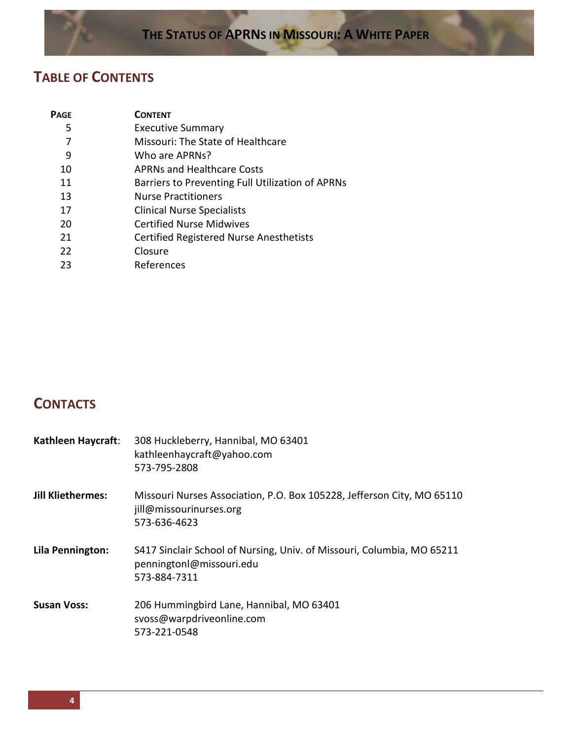## TABLE OF CONTENTS

| PAGE | CONTENT |
| --- | --- |
| 5 | Executive Summary |
| 7 | Missouri: The State of Healthcare |
| 9 | Who are APRNs? |
| 10 | APRNs and Healthcare Costs |
| 11 | Barriers to Preventing Full Utilization of APRNs |
| 13 | Nurse Practitioners |
| 17 | Clinical Nurse Specialists |
| 20 | Certified Nurse Midwives |
| 21 | Certified Registered Nurse Anesthetists |
| 22 | Closure |
| 23 | References |

## CONTACTS

**Kathleen Haycraft**: 308 Huckleberry, Hannibal, MO 63401
kathleenhaycraft@yahoo.com
573-795-2808

**Jill Kliethermes:** Missouri Nurses Association, P.O. Box 105228, Jefferson City, MO 65110
jill@missourinurses.org
573-636-4623

**Lila Pennington:** S417 Sinclair School of Nursing, Univ. of Missouri, Columbia, MO 65211
penningtonl@missouri.edu
573-884-7311

**Susan Voss:** 206 Hummingbird Lane, Hannibal, MO 63401
svoss@warpdriveonline.com
573-221-0548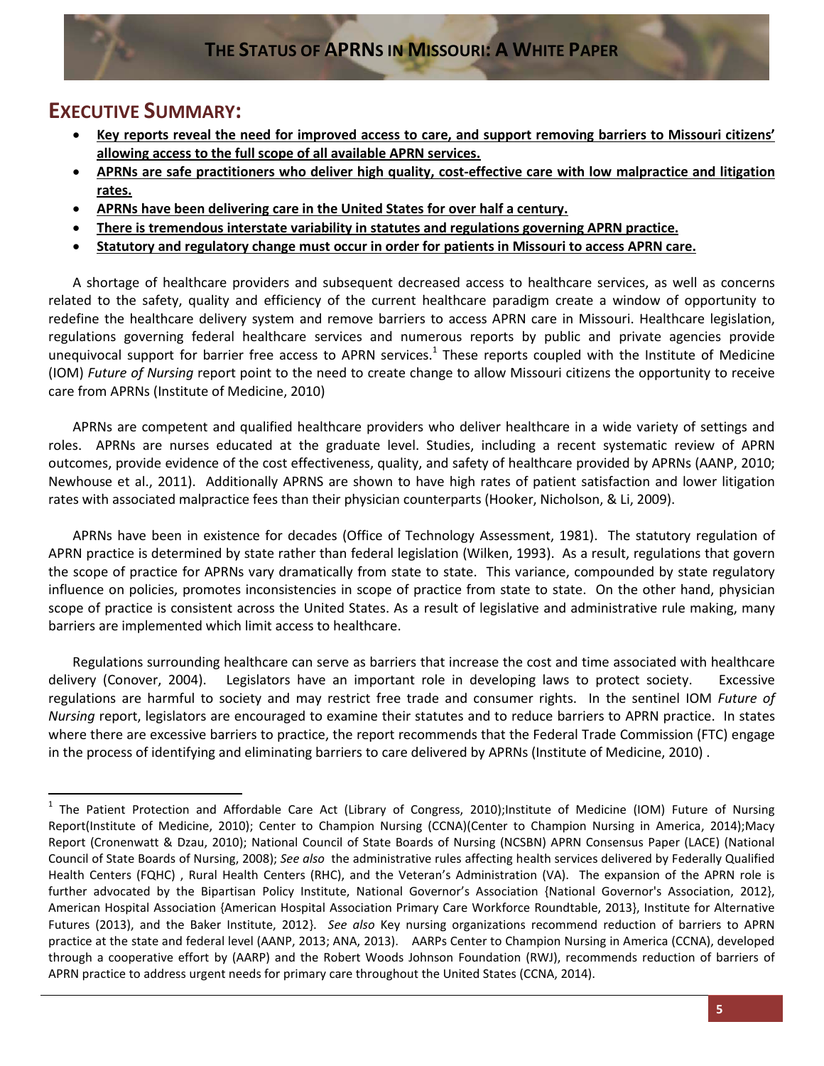## EXECUTIVE SUMMARY:

- **Key reports reveal the need for improved access to care, and support removing barriers to Missouri citizens' allowing access to the full scope of all available APRN services.**
- **APRNs are safe practitioners who deliver high quality, cost-effective care with low malpractice and litigation rates.**
- **APRNs have been delivering care in the United States for over half a century.**
- **There is tremendous interstate variability in statutes and regulations governing APRN practice.**
- **Statutory and regulatory change must occur in order for patients in Missouri to access APRN care.**

A shortage of healthcare providers and subsequent decreased access to healthcare services, as well as concerns related to the safety, quality and efficiency of the current healthcare paradigm create a window of opportunity to redefine the healthcare delivery system and remove barriers to access APRN care in Missouri. Healthcare legislation, regulations governing federal healthcare services and numerous reports by public and private agencies provide unequivocal support for barrier free access to APRN services.[1] These reports coupled with the Institute of Medicine (IOM) *Future of Nursing* report point to the need to create change to allow Missouri citizens the opportunity to receive care from APRNs (Institute of Medicine, 2010)

APRNs are competent and qualified healthcare providers who deliver healthcare in a wide variety of settings and roles. APRNs are nurses educated at the graduate level. Studies, including a recent systematic review of APRN outcomes, provide evidence of the cost effectiveness, quality, and safety of healthcare provided by APRNs (AANP, 2010; Newhouse et al., 2011). Additionally APRNS are shown to have high rates of patient satisfaction and lower litigation rates with associated malpractice fees than their physician counterparts (Hooker, Nicholson, & Li, 2009).

APRNs have been in existence for decades (Office of Technology Assessment, 1981). The statutory regulation of APRN practice is determined by state rather than federal legislation (Wilken, 1993). As a result, regulations that govern the scope of practice for APRNs vary dramatically from state to state. This variance, compounded by state regulatory influence on policies, promotes inconsistencies in scope of practice from state to state. On the other hand, physician scope of practice is consistent across the United States. As a result of legislative and administrative rule making, many barriers are implemented which limit access to healthcare.

Regulations surrounding healthcare can serve as barriers that increase the cost and time associated with healthcare delivery (Conover, 2004). Legislators have an important role in developing laws to protect society. Excessive regulations are harmful to society and may restrict free trade and consumer rights. In the sentinel IOM *Future of Nursing* report, legislators are encouraged to examine their statutes and to reduce barriers to APRN practice. In states where there are excessive barriers to practice, the report recommends that the Federal Trade Commission (FTC) engage in the process of identifying and eliminating barriers to care delivered by APRNs (Institute of Medicine, 2010) .

---

[1] The Patient Protection and Affordable Care Act (Library of Congress, 2010);Institute of Medicine (IOM) Future of Nursing Report(Institute of Medicine, 2010); Center to Champion Nursing (CCNA)(Center to Champion Nursing in America, 2014);Macy Report (Cronenwatt & Dzau, 2010); National Council of State Boards of Nursing (NCSBN) APRN Consensus Paper (LACE) (National Council of State Boards of Nursing, 2008); *See also* the administrative rules affecting health services delivered by Federally Qualified Health Centers (FQHC) , Rural Health Centers (RHC), and the Veteran's Administration (VA). The expansion of the APRN role is further advocated by the Bipartisan Policy Institute, National Governor's Association {National Governor's Association, 2012}, American Hospital Association {American Hospital Association Primary Care Workforce Roundtable, 2013}, Institute for Alternative Futures (2013), and the Baker Institute, 2012}. *See also* Key nursing organizations recommend reduction of barriers to APRN practice at the state and federal level (AANP, 2013; ANA, 2013). AARPs Center to Champion Nursing in America (CCNA), developed through a cooperative effort by (AARP) and the Robert Woods Johnson Foundation (RWJ), recommends reduction of barriers of APRN practice to address urgent needs for primary care throughout the United States (CCNA, 2014).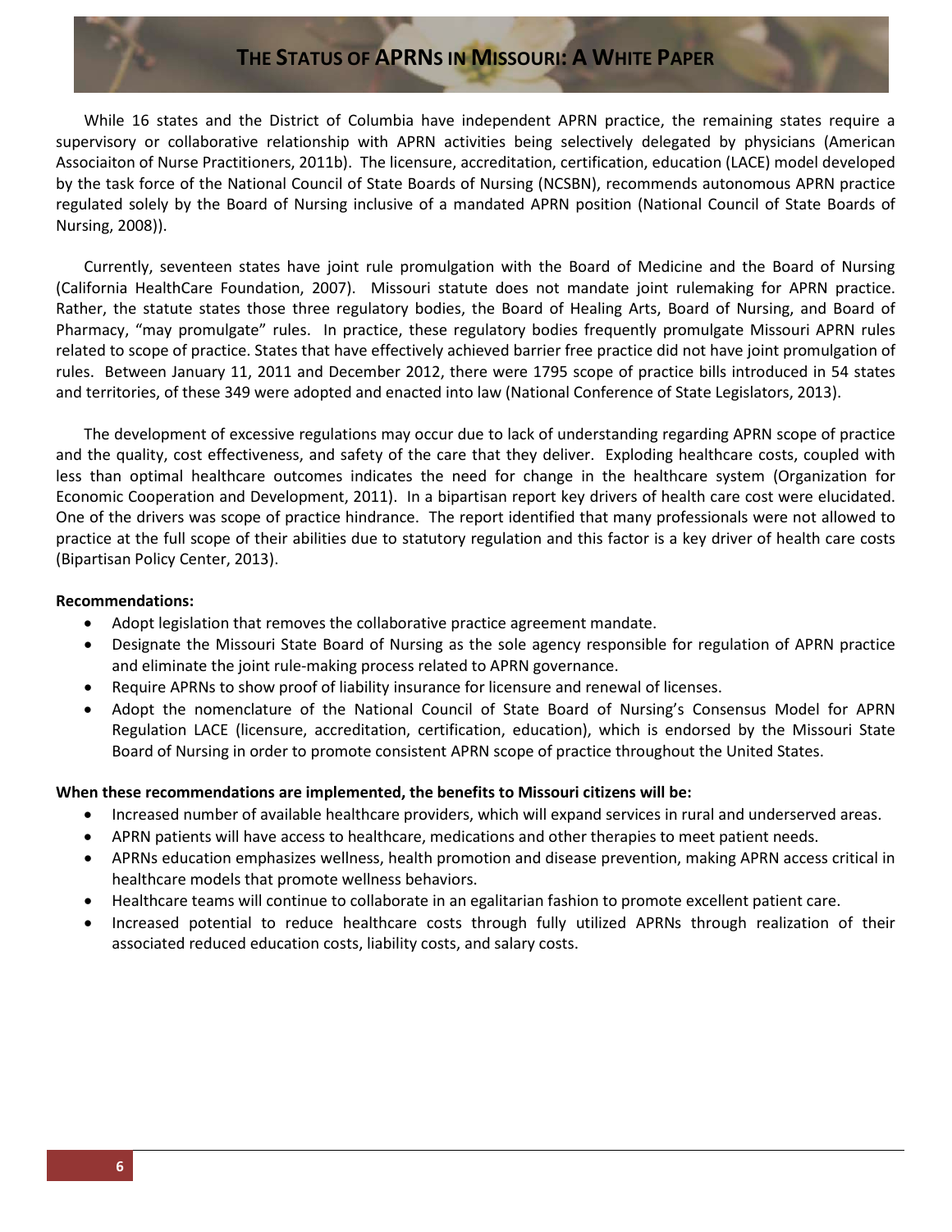While 16 states and the District of Columbia have independent APRN practice, the remaining states require a supervisory or collaborative relationship with APRN activities being selectively delegated by physicians (American Associaiton of Nurse Practitioners, 2011b). The licensure, accreditation, certification, education (LACE) model developed by the task force of the National Council of State Boards of Nursing (NCSBN), recommends autonomous APRN practice regulated solely by the Board of Nursing inclusive of a mandated APRN position (National Council of State Boards of Nursing, 2008)).

Currently, seventeen states have joint rule promulgation with the Board of Medicine and the Board of Nursing (California HealthCare Foundation, 2007). Missouri statute does not mandate joint rulemaking for APRN practice. Rather, the statute states those three regulatory bodies, the Board of Healing Arts, Board of Nursing, and Board of Pharmacy, "may promulgate" rules. In practice, these regulatory bodies frequently promulgate Missouri APRN rules related to scope of practice. States that have effectively achieved barrier free practice did not have joint promulgation of rules. Between January 11, 2011 and December 2012, there were 1795 scope of practice bills introduced in 54 states and territories, of these 349 were adopted and enacted into law (National Conference of State Legislators, 2013).

The development of excessive regulations may occur due to lack of understanding regarding APRN scope of practice and the quality, cost effectiveness, and safety of the care that they deliver. Exploding healthcare costs, coupled with less than optimal healthcare outcomes indicates the need for change in the healthcare system (Organization for Economic Cooperation and Development, 2011). In a bipartisan report key drivers of health care cost were elucidated. One of the drivers was scope of practice hindrance. The report identified that many professionals were not allowed to practice at the full scope of their abilities due to statutory regulation and this factor is a key driver of health care costs (Bipartisan Policy Center, 2013).

**Recommendations:**

- Adopt legislation that removes the collaborative practice agreement mandate.
- Designate the Missouri State Board of Nursing as the sole agency responsible for regulation of APRN practice and eliminate the joint rule-making process related to APRN governance.
- Require APRNs to show proof of liability insurance for licensure and renewal of licenses.
- Adopt the nomenclature of the National Council of State Board of Nursing's Consensus Model for APRN Regulation LACE (licensure, accreditation, certification, education), which is endorsed by the Missouri State Board of Nursing in order to promote consistent APRN scope of practice throughout the United States.

**When these recommendations are implemented, the benefits to Missouri citizens will be:**

- Increased number of available healthcare providers, which will expand services in rural and underserved areas.
- APRN patients will have access to healthcare, medications and other therapies to meet patient needs.
- APRNs education emphasizes wellness, health promotion and disease prevention, making APRN access critical in healthcare models that promote wellness behaviors.
- Healthcare teams will continue to collaborate in an egalitarian fashion to promote excellent patient care.
- Increased potential to reduce healthcare costs through fully utilized APRNs through realization of their associated reduced education costs, liability costs, and salary costs.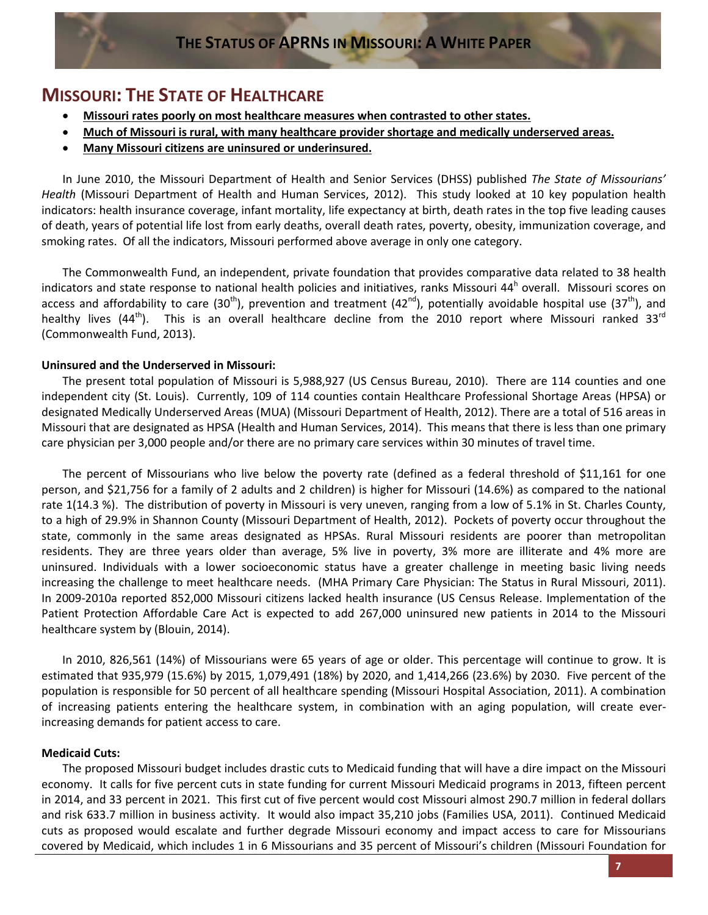## MISSOURI: THE STATE OF HEALTHCARE

- **Missouri rates poorly on most healthcare measures when contrasted to other states.**
- **Much of Missouri is rural, with many healthcare provider shortage and medically underserved areas.**
- **Many Missouri citizens are uninsured or underinsured.**

In June 2010, the Missouri Department of Health and Senior Services (DHSS) published *The State of Missourians' Health* (Missouri Department of Health and Human Services, 2012). This study looked at 10 key population health indicators: health insurance coverage, infant mortality, life expectancy at birth, death rates in the top five leading causes of death, years of potential life lost from early deaths, overall death rates, poverty, obesity, immunization coverage, and smoking rates. Of all the indicators, Missouri performed above average in only one category.

The Commonwealth Fund, an independent, private foundation that provides comparative data related to 38 health indicators and state response to national health policies and initiatives, ranks Missouri 44h overall. Missouri scores on access and affordability to care (30th), prevention and treatment (42nd), potentially avoidable hospital use (37th), and healthy lives (44th). This is an overall healthcare decline from the 2010 report where Missouri ranked 33rd (Commonwealth Fund, 2013).

**Uninsured and the Underserved in Missouri:**

The present total population of Missouri is 5,988,927 (US Census Bureau, 2010). There are 114 counties and one independent city (St. Louis). Currently, 109 of 114 counties contain Healthcare Professional Shortage Areas (HPSA) or designated Medically Underserved Areas (MUA) (Missouri Department of Health, 2012). There are a total of 516 areas in Missouri that are designated as HPSA (Health and Human Services, 2014). This means that there is less than one primary care physician per 3,000 people and/or there are no primary care services within 30 minutes of travel time.

The percent of Missourians who live below the poverty rate (defined as a federal threshold of $11,161 for one person, and $21,756 for a family of 2 adults and 2 children) is higher for Missouri (14.6%) as compared to the national rate 1(14.3 %). The distribution of poverty in Missouri is very uneven, ranging from a low of 5.1% in St. Charles County, to a high of 29.9% in Shannon County (Missouri Department of Health, 2012). Pockets of poverty occur throughout the state, commonly in the same areas designated as HPSAs. Rural Missouri residents are poorer than metropolitan residents. They are three years older than average, 5% live in poverty, 3% more are illiterate and 4% more are uninsured. Individuals with a lower socioeconomic status have a greater challenge in meeting basic living needs increasing the challenge to meet healthcare needs. (MHA Primary Care Physician: The Status in Rural Missouri, 2011). In 2009-2010a reported 852,000 Missouri citizens lacked health insurance (US Census Release. Implementation of the Patient Protection Affordable Care Act is expected to add 267,000 uninsured new patients in 2014 to the Missouri healthcare system by (Blouin, 2014).

In 2010, 826,561 (14%) of Missourians were 65 years of age or older. This percentage will continue to grow. It is estimated that 935,979 (15.6%) by 2015, 1,079,491 (18%) by 2020, and 1,414,266 (23.6%) by 2030. Five percent of the population is responsible for 50 percent of all healthcare spending (Missouri Hospital Association, 2011). A combination of increasing patients entering the healthcare system, in combination with an aging population, will create ever-increasing demands for patient access to care.

**Medicaid Cuts:**

The proposed Missouri budget includes drastic cuts to Medicaid funding that will have a dire impact on the Missouri economy. It calls for five percent cuts in state funding for current Missouri Medicaid programs in 2013, fifteen percent in 2014, and 33 percent in 2021. This first cut of five percent would cost Missouri almost 290.7 million in federal dollars and risk 633.7 million in business activity. It would also impact 35,210 jobs (Families USA, 2011). Continued Medicaid cuts as proposed would escalate and further degrade Missouri economy and impact access to care for Missourians covered by Medicaid, which includes 1 in 6 Missourians and 35 percent of Missouri's children (Missouri Foundation for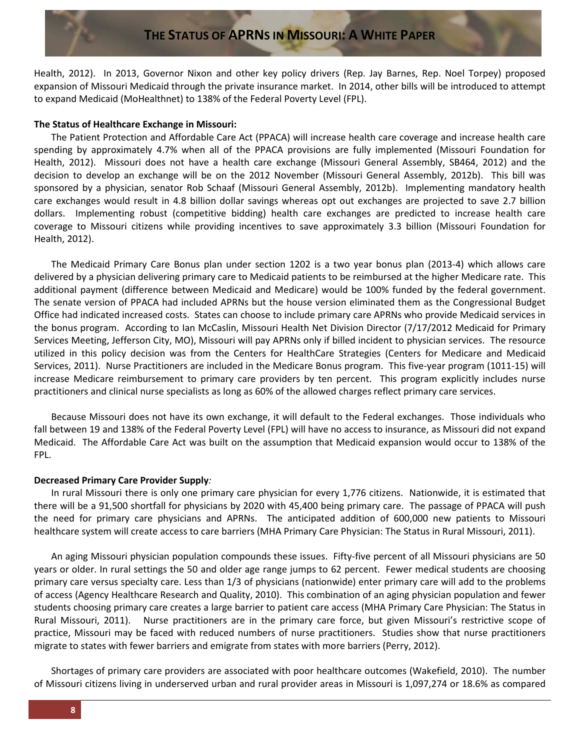Health, 2012). In 2013, Governor Nixon and other key policy drivers (Rep. Jay Barnes, Rep. Noel Torpey) proposed expansion of Missouri Medicaid through the private insurance market. In 2014, other bills will be introduced to attempt to expand Medicaid (MoHealthnet) to 138% of the Federal Poverty Level (FPL).

**The Status of Healthcare Exchange in Missouri:**

The Patient Protection and Affordable Care Act (PPACA) will increase health care coverage and increase health care spending by approximately 4.7% when all of the PPACA provisions are fully implemented (Missouri Foundation for Health, 2012). Missouri does not have a health care exchange (Missouri General Assembly, SB464, 2012) and the decision to develop an exchange will be on the 2012 November (Missouri General Assembly, 2012b). This bill was sponsored by a physician, senator Rob Schaaf (Missouri General Assembly, 2012b). Implementing mandatory health care exchanges would result in 4.8 billion dollar savings whereas opt out exchanges are projected to save 2.7 billion dollars. Implementing robust (competitive bidding) health care exchanges are predicted to increase health care coverage to Missouri citizens while providing incentives to save approximately 3.3 billion (Missouri Foundation for Health, 2012).

The Medicaid Primary Care Bonus plan under section 1202 is a two year bonus plan (2013-4) which allows care delivered by a physician delivering primary care to Medicaid patients to be reimbursed at the higher Medicare rate. This additional payment (difference between Medicaid and Medicare) would be 100% funded by the federal government. The senate version of PPACA had included APRNs but the house version eliminated them as the Congressional Budget Office had indicated increased costs. States can choose to include primary care APRNs who provide Medicaid services in the bonus program. According to Ian McCaslin, Missouri Health Net Division Director (7/17/2012 Medicaid for Primary Services Meeting, Jefferson City, MO), Missouri will pay APRNs only if billed incident to physician services. The resource utilized in this policy decision was from the Centers for HealthCare Strategies (Centers for Medicare and Medicaid Services, 2011). Nurse Practitioners are included in the Medicare Bonus program. This five-year program (1011-15) will increase Medicare reimbursement to primary care providers by ten percent. This program explicitly includes nurse practitioners and clinical nurse specialists as long as 60% of the allowed charges reflect primary care services.

Because Missouri does not have its own exchange, it will default to the Federal exchanges. Those individuals who fall between 19 and 138% of the Federal Poverty Level (FPL) will have no access to insurance, as Missouri did not expand Medicaid. The Affordable Care Act was built on the assumption that Medicaid expansion would occur to 138% of the FPL.

**Decreased Primary Care Provider Supply*:***

In rural Missouri there is only one primary care physician for every 1,776 citizens. Nationwide, it is estimated that there will be a 91,500 shortfall for physicians by 2020 with 45,400 being primary care. The passage of PPACA will push the need for primary care physicians and APRNs. The anticipated addition of 600,000 new patients to Missouri healthcare system will create access to care barriers (MHA Primary Care Physician: The Status in Rural Missouri, 2011).

An aging Missouri physician population compounds these issues. Fifty-five percent of all Missouri physicians are 50 years or older. In rural settings the 50 and older age range jumps to 62 percent. Fewer medical students are choosing primary care versus specialty care. Less than 1/3 of physicians (nationwide) enter primary care will add to the problems of access (Agency Healthcare Research and Quality, 2010). This combination of an aging physician population and fewer students choosing primary care creates a large barrier to patient care access (MHA Primary Care Physician: The Status in Rural Missouri, 2011). Nurse practitioners are in the primary care force, but given Missouri's restrictive scope of practice, Missouri may be faced with reduced numbers of nurse practitioners. Studies show that nurse practitioners migrate to states with fewer barriers and emigrate from states with more barriers (Perry, 2012).

Shortages of primary care providers are associated with poor healthcare outcomes (Wakefield, 2010). The number of Missouri citizens living in underserved urban and rural provider areas in Missouri is 1,097,274 or 18.6% as compared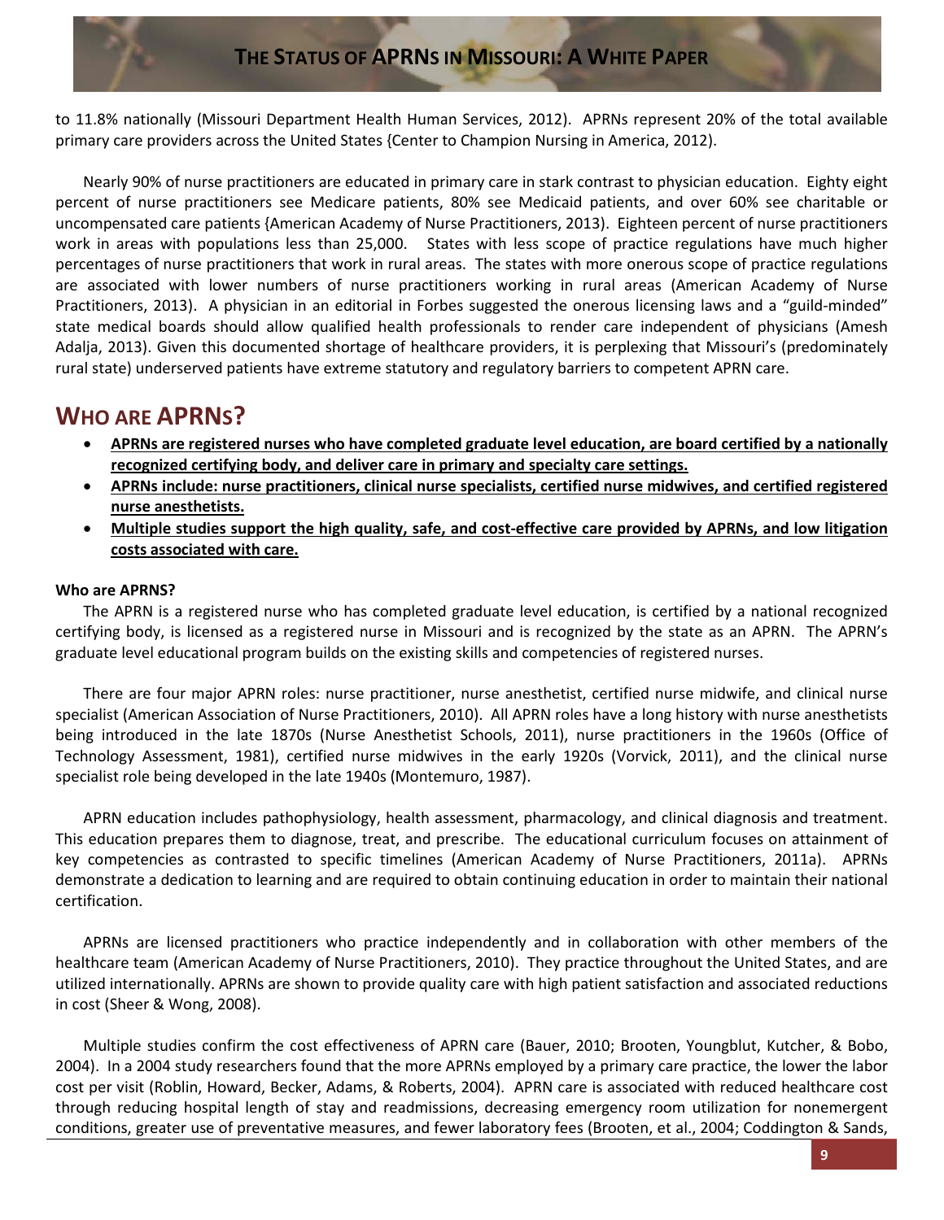to 11.8% nationally (Missouri Department Health Human Services, 2012). APRNs represent 20% of the total available primary care providers across the United States {Center to Champion Nursing in America, 2012).

Nearly 90% of nurse practitioners are educated in primary care in stark contrast to physician education. Eighty eight percent of nurse practitioners see Medicare patients, 80% see Medicaid patients, and over 60% see charitable or uncompensated care patients {American Academy of Nurse Practitioners, 2013). Eighteen percent of nurse practitioners work in areas with populations less than 25,000. States with less scope of practice regulations have much higher percentages of nurse practitioners that work in rural areas. The states with more onerous scope of practice regulations are associated with lower numbers of nurse practitioners working in rural areas (American Academy of Nurse Practitioners, 2013). A physician in an editorial in Forbes suggested the onerous licensing laws and a "guild-minded" state medical boards should allow qualified health professionals to render care independent of physicians (Amesh Adalja, 2013). Given this documented shortage of healthcare providers, it is perplexing that Missouri's (predominately rural state) underserved patients have extreme statutory and regulatory barriers to competent APRN care.

## WHO ARE APRNS?

- **APRNs are registered nurses who have completed graduate level education, are board certified by a nationally recognized certifying body, and deliver care in primary and specialty care settings.**
- **APRNs include: nurse practitioners, clinical nurse specialists, certified nurse midwives, and certified registered nurse anesthetists.**
- **Multiple studies support the high quality, safe, and cost-effective care provided by APRNs, and low litigation costs associated with care.**

**Who are APRNS?**

The APRN is a registered nurse who has completed graduate level education, is certified by a national recognized certifying body, is licensed as a registered nurse in Missouri and is recognized by the state as an APRN. The APRN's graduate level educational program builds on the existing skills and competencies of registered nurses.

There are four major APRN roles: nurse practitioner, nurse anesthetist, certified nurse midwife, and clinical nurse specialist (American Association of Nurse Practitioners, 2010). All APRN roles have a long history with nurse anesthetists being introduced in the late 1870s (Nurse Anesthetist Schools, 2011), nurse practitioners in the 1960s (Office of Technology Assessment, 1981), certified nurse midwives in the early 1920s (Vorvick, 2011), and the clinical nurse specialist role being developed in the late 1940s (Montemuro, 1987).

APRN education includes pathophysiology, health assessment, pharmacology, and clinical diagnosis and treatment. This education prepares them to diagnose, treat, and prescribe. The educational curriculum focuses on attainment of key competencies as contrasted to specific timelines (American Academy of Nurse Practitioners, 2011a). APRNs demonstrate a dedication to learning and are required to obtain continuing education in order to maintain their national certification.

APRNs are licensed practitioners who practice independently and in collaboration with other members of the healthcare team (American Academy of Nurse Practitioners, 2010). They practice throughout the United States, and are utilized internationally. APRNs are shown to provide quality care with high patient satisfaction and associated reductions in cost (Sheer & Wong, 2008).

Multiple studies confirm the cost effectiveness of APRN care (Bauer, 2010; Brooten, Youngblut, Kutcher, & Bobo, 2004). In a 2004 study researchers found that the more APRNs employed by a primary care practice, the lower the labor cost per visit (Roblin, Howard, Becker, Adams, & Roberts, 2004). APRN care is associated with reduced healthcare cost through reducing hospital length of stay and readmissions, decreasing emergency room utilization for nonemergent conditions, greater use of preventative measures, and fewer laboratory fees (Brooten, et al., 2004; Coddington & Sands,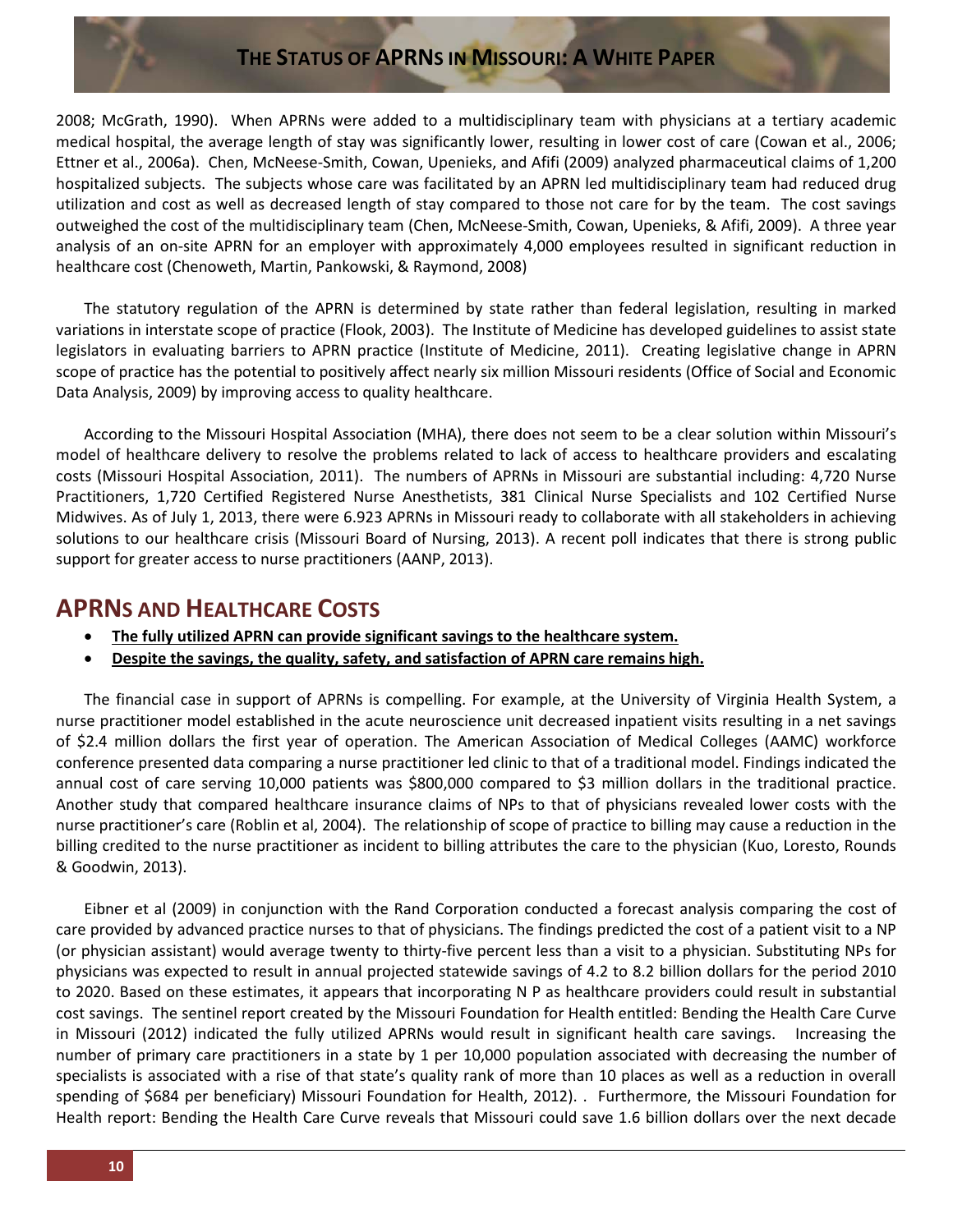2008; McGrath, 1990). When APRNs were added to a multidisciplinary team with physicians at a tertiary academic medical hospital, the average length of stay was significantly lower, resulting in lower cost of care (Cowan et al., 2006; Ettner et al., 2006a). Chen, McNeese-Smith, Cowan, Upenieks, and Afifi (2009) analyzed pharmaceutical claims of 1,200 hospitalized subjects. The subjects whose care was facilitated by an APRN led multidisciplinary team had reduced drug utilization and cost as well as decreased length of stay compared to those not care for by the team. The cost savings outweighed the cost of the multidisciplinary team (Chen, McNeese-Smith, Cowan, Upenieks, & Afifi, 2009). A three year analysis of an on-site APRN for an employer with approximately 4,000 employees resulted in significant reduction in healthcare cost (Chenoweth, Martin, Pankowski, & Raymond, 2008)

The statutory regulation of the APRN is determined by state rather than federal legislation, resulting in marked variations in interstate scope of practice (Flook, 2003). The Institute of Medicine has developed guidelines to assist state legislators in evaluating barriers to APRN practice (Institute of Medicine, 2011). Creating legislative change in APRN scope of practice has the potential to positively affect nearly six million Missouri residents (Office of Social and Economic Data Analysis, 2009) by improving access to quality healthcare.

According to the Missouri Hospital Association (MHA), there does not seem to be a clear solution within Missouri's model of healthcare delivery to resolve the problems related to lack of access to healthcare providers and escalating costs (Missouri Hospital Association, 2011). The numbers of APRNs in Missouri are substantial including: 4,720 Nurse Practitioners, 1,720 Certified Registered Nurse Anesthetists, 381 Clinical Nurse Specialists and 102 Certified Nurse Midwives. As of July 1, 2013, there were 6.923 APRNs in Missouri ready to collaborate with all stakeholders in achieving solutions to our healthcare crisis (Missouri Board of Nursing, 2013). A recent poll indicates that there is strong public support for greater access to nurse practitioners (AANP, 2013).

## APRNs and Healthcare Costs

- **The fully utilized APRN can provide significant savings to the healthcare system.**
- **Despite the savings, the quality, safety, and satisfaction of APRN care remains high.**

The financial case in support of APRNs is compelling. For example, at the University of Virginia Health System, a nurse practitioner model established in the acute neuroscience unit decreased inpatient visits resulting in a net savings of $2.4 million dollars the first year of operation. The American Association of Medical Colleges (AAMC) workforce conference presented data comparing a nurse practitioner led clinic to that of a traditional model. Findings indicated the annual cost of care serving 10,000 patients was $800,000 compared to $3 million dollars in the traditional practice. Another study that compared healthcare insurance claims of NPs to that of physicians revealed lower costs with the nurse practitioner's care (Roblin et al, 2004). The relationship of scope of practice to billing may cause a reduction in the billing credited to the nurse practitioner as incident to billing attributes the care to the physician (Kuo, Loresto, Rounds & Goodwin, 2013).

Eibner et al (2009) in conjunction with the Rand Corporation conducted a forecast analysis comparing the cost of care provided by advanced practice nurses to that of physicians. The findings predicted the cost of a patient visit to a NP (or physician assistant) would average twenty to thirty-five percent less than a visit to a physician. Substituting NPs for physicians was expected to result in annual projected statewide savings of 4.2 to 8.2 billion dollars for the period 2010 to 2020. Based on these estimates, it appears that incorporating N P as healthcare providers could result in substantial cost savings. The sentinel report created by the Missouri Foundation for Health entitled: Bending the Health Care Curve in Missouri (2012) indicated the fully utilized APRNs would result in significant health care savings. Increasing the number of primary care practitioners in a state by 1 per 10,000 population associated with decreasing the number of specialists is associated with a rise of that state's quality rank of more than 10 places as well as a reduction in overall spending of $684 per beneficiary) Missouri Foundation for Health, 2012). . Furthermore, the Missouri Foundation for Health report: Bending the Health Care Curve reveals that Missouri could save 1.6 billion dollars over the next decade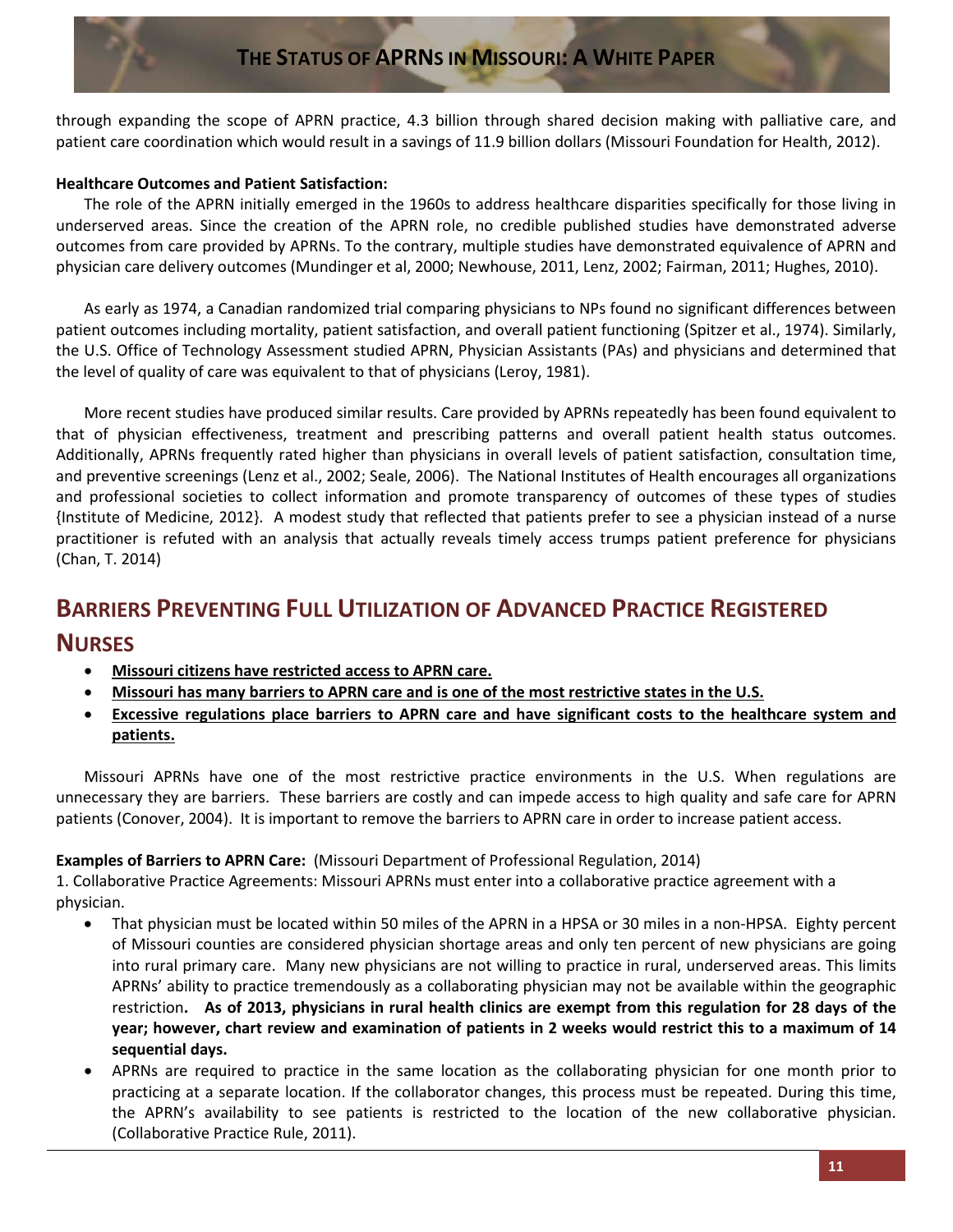through expanding the scope of APRN practice, 4.3 billion through shared decision making with palliative care, and patient care coordination which would result in a savings of 11.9 billion dollars (Missouri Foundation for Health, 2012).

**Healthcare Outcomes and Patient Satisfaction:**

The role of the APRN initially emerged in the 1960s to address healthcare disparities specifically for those living in underserved areas. Since the creation of the APRN role, no credible published studies have demonstrated adverse outcomes from care provided by APRNs. To the contrary, multiple studies have demonstrated equivalence of APRN and physician care delivery outcomes (Mundinger et al, 2000; Newhouse, 2011, Lenz, 2002; Fairman, 2011; Hughes, 2010).

As early as 1974, a Canadian randomized trial comparing physicians to NPs found no significant differences between patient outcomes including mortality, patient satisfaction, and overall patient functioning (Spitzer et al., 1974). Similarly, the U.S. Office of Technology Assessment studied APRN, Physician Assistants (PAs) and physicians and determined that the level of quality of care was equivalent to that of physicians (Leroy, 1981).

More recent studies have produced similar results. Care provided by APRNs repeatedly has been found equivalent to that of physician effectiveness, treatment and prescribing patterns and overall patient health status outcomes. Additionally, APRNs frequently rated higher than physicians in overall levels of patient satisfaction, consultation time, and preventive screenings (Lenz et al., 2002; Seale, 2006). The National Institutes of Health encourages all organizations and professional societies to collect information and promote transparency of outcomes of these types of studies {Institute of Medicine, 2012}. A modest study that reflected that patients prefer to see a physician instead of a nurse practitioner is refuted with an analysis that actually reveals timely access trumps patient preference for physicians (Chan, T. 2014)

## Barriers Preventing Full Utilization of Advanced Practice Registered Nurses

- **Missouri citizens have restricted access to APRN care.**
- **Missouri has many barriers to APRN care and is one of the most restrictive states in the U.S.**
- **Excessive regulations place barriers to APRN care and have significant costs to the healthcare system and patients.**

Missouri APRNs have one of the most restrictive practice environments in the U.S. When regulations are unnecessary they are barriers. These barriers are costly and can impede access to high quality and safe care for APRN patients (Conover, 2004). It is important to remove the barriers to APRN care in order to increase patient access.

**Examples of Barriers to APRN Care:** (Missouri Department of Professional Regulation, 2014)

1. Collaborative Practice Agreements: Missouri APRNs must enter into a collaborative practice agreement with a physician.

- That physician must be located within 50 miles of the APRN in a HPSA or 30 miles in a non-HPSA. Eighty percent of Missouri counties are considered physician shortage areas and only ten percent of new physicians are going into rural primary care. Many new physicians are not willing to practice in rural, underserved areas. This limits APRNs' ability to practice tremendously as a collaborating physician may not be available within the geographic restriction**. As of 2013, physicians in rural health clinics are exempt from this regulation for 28 days of the year; however, chart review and examination of patients in 2 weeks would restrict this to a maximum of 14 sequential days.**
- APRNs are required to practice in the same location as the collaborating physician for one month prior to practicing at a separate location. If the collaborator changes, this process must be repeated. During this time, the APRN's availability to see patients is restricted to the location of the new collaborative physician. (Collaborative Practice Rule, 2011).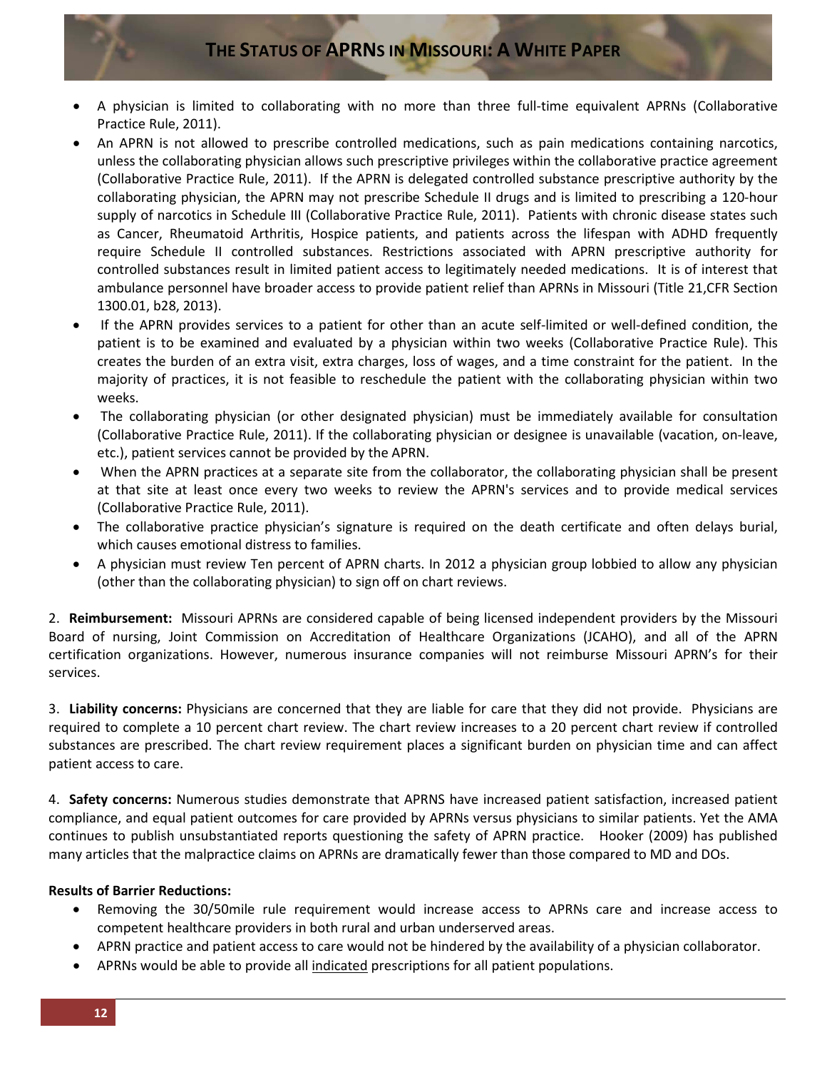- A physician is limited to collaborating with no more than three full-time equivalent APRNs (Collaborative Practice Rule, 2011).
- An APRN is not allowed to prescribe controlled medications, such as pain medications containing narcotics, unless the collaborating physician allows such prescriptive privileges within the collaborative practice agreement (Collaborative Practice Rule, 2011). If the APRN is delegated controlled substance prescriptive authority by the collaborating physician, the APRN may not prescribe Schedule II drugs and is limited to prescribing a 120-hour supply of narcotics in Schedule III (Collaborative Practice Rule, 2011). Patients with chronic disease states such as Cancer, Rheumatoid Arthritis, Hospice patients, and patients across the lifespan with ADHD frequently require Schedule II controlled substances. Restrictions associated with APRN prescriptive authority for controlled substances result in limited patient access to legitimately needed medications. It is of interest that ambulance personnel have broader access to provide patient relief than APRNs in Missouri (Title 21,CFR Section 1300.01, b28, 2013).
- If the APRN provides services to a patient for other than an acute self-limited or well-defined condition, the patient is to be examined and evaluated by a physician within two weeks (Collaborative Practice Rule). This creates the burden of an extra visit, extra charges, loss of wages, and a time constraint for the patient. In the majority of practices, it is not feasible to reschedule the patient with the collaborating physician within two weeks.
- The collaborating physician (or other designated physician) must be immediately available for consultation (Collaborative Practice Rule, 2011). If the collaborating physician or designee is unavailable (vacation, on-leave, etc.), patient services cannot be provided by the APRN.
- When the APRN practices at a separate site from the collaborator, the collaborating physician shall be present at that site at least once every two weeks to review the APRN's services and to provide medical services (Collaborative Practice Rule, 2011).
- The collaborative practice physician's signature is required on the death certificate and often delays burial, which causes emotional distress to families.
- A physician must review Ten percent of APRN charts. In 2012 a physician group lobbied to allow any physician (other than the collaborating physician) to sign off on chart reviews.

2. **Reimbursement:** Missouri APRNs are considered capable of being licensed independent providers by the Missouri Board of nursing, Joint Commission on Accreditation of Healthcare Organizations (JCAHO), and all of the APRN certification organizations. However, numerous insurance companies will not reimburse Missouri APRN's for their services.

3. **Liability concerns:** Physicians are concerned that they are liable for care that they did not provide. Physicians are required to complete a 10 percent chart review. The chart review increases to a 20 percent chart review if controlled substances are prescribed. The chart review requirement places a significant burden on physician time and can affect patient access to care.

4. **Safety concerns:** Numerous studies demonstrate that APRNS have increased patient satisfaction, increased patient compliance, and equal patient outcomes for care provided by APRNs versus physicians to similar patients. Yet the AMA continues to publish unsubstantiated reports questioning the safety of APRN practice. Hooker (2009) has published many articles that the malpractice claims on APRNs are dramatically fewer than those compared to MD and DOs.

**Results of Barrier Reductions:**

- Removing the 30/50mile rule requirement would increase access to APRNs care and increase access to competent healthcare providers in both rural and urban underserved areas.
- APRN practice and patient access to care would not be hindered by the availability of a physician collaborator.
- APRNs would be able to provide all indicated prescriptions for all patient populations.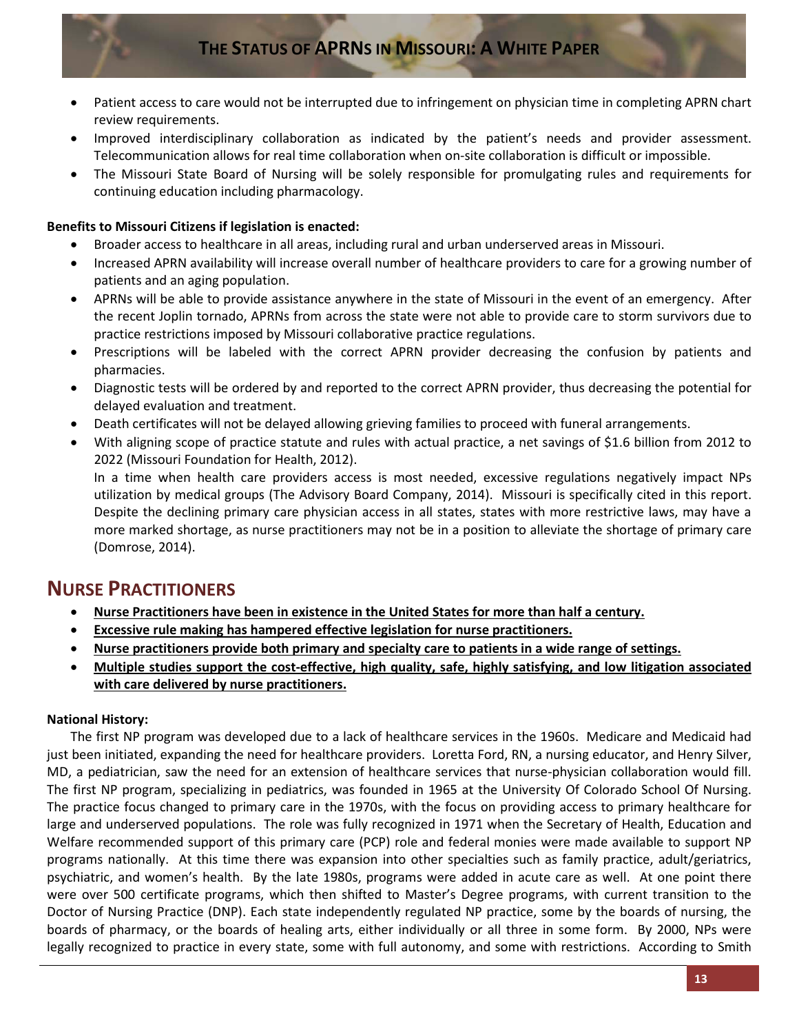- Patient access to care would not be interrupted due to infringement on physician time in completing APRN chart review requirements.
- Improved interdisciplinary collaboration as indicated by the patient's needs and provider assessment. Telecommunication allows for real time collaboration when on-site collaboration is difficult or impossible.
- The Missouri State Board of Nursing will be solely responsible for promulgating rules and requirements for continuing education including pharmacology.

**Benefits to Missouri Citizens if legislation is enacted:**

- Broader access to healthcare in all areas, including rural and urban underserved areas in Missouri.
- Increased APRN availability will increase overall number of healthcare providers to care for a growing number of patients and an aging population.
- APRNs will be able to provide assistance anywhere in the state of Missouri in the event of an emergency. After the recent Joplin tornado, APRNs from across the state were not able to provide care to storm survivors due to practice restrictions imposed by Missouri collaborative practice regulations.
- Prescriptions will be labeled with the correct APRN provider decreasing the confusion by patients and pharmacies.
- Diagnostic tests will be ordered by and reported to the correct APRN provider, thus decreasing the potential for delayed evaluation and treatment.
- Death certificates will not be delayed allowing grieving families to proceed with funeral arrangements.
- With aligning scope of practice statute and rules with actual practice, a net savings of $1.6 billion from 2012 to 2022 (Missouri Foundation for Health, 2012).

  In a time when health care providers access is most needed, excessive regulations negatively impact NPs utilization by medical groups (The Advisory Board Company, 2014). Missouri is specifically cited in this report. Despite the declining primary care physician access in all states, states with more restrictive laws, may have a more marked shortage, as nurse practitioners may not be in a position to alleviate the shortage of primary care (Domrose, 2014).

## NURSE PRACTITIONERS

- **Nurse Practitioners have been in existence in the United States for more than half a century.**
- **Excessive rule making has hampered effective legislation for nurse practitioners.**
- **Nurse practitioners provide both primary and specialty care to patients in a wide range of settings.**
- **Multiple studies support the cost-effective, high quality, safe, highly satisfying, and low litigation associated with care delivered by nurse practitioners.**

**National History:**

The first NP program was developed due to a lack of healthcare services in the 1960s. Medicare and Medicaid had just been initiated, expanding the need for healthcare providers. Loretta Ford, RN, a nursing educator, and Henry Silver, MD, a pediatrician, saw the need for an extension of healthcare services that nurse-physician collaboration would fill. The first NP program, specializing in pediatrics, was founded in 1965 at the University Of Colorado School Of Nursing. The practice focus changed to primary care in the 1970s, with the focus on providing access to primary healthcare for large and underserved populations. The role was fully recognized in 1971 when the Secretary of Health, Education and Welfare recommended support of this primary care (PCP) role and federal monies were made available to support NP programs nationally. At this time there was expansion into other specialties such as family practice, adult/geriatrics, psychiatric, and women's health. By the late 1980s, programs were added in acute care as well. At one point there were over 500 certificate programs, which then shifted to Master's Degree programs, with current transition to the Doctor of Nursing Practice (DNP). Each state independently regulated NP practice, some by the boards of nursing, the boards of pharmacy, or the boards of healing arts, either individually or all three in some form. By 2000, NPs were legally recognized to practice in every state, some with full autonomy, and some with restrictions. According to Smith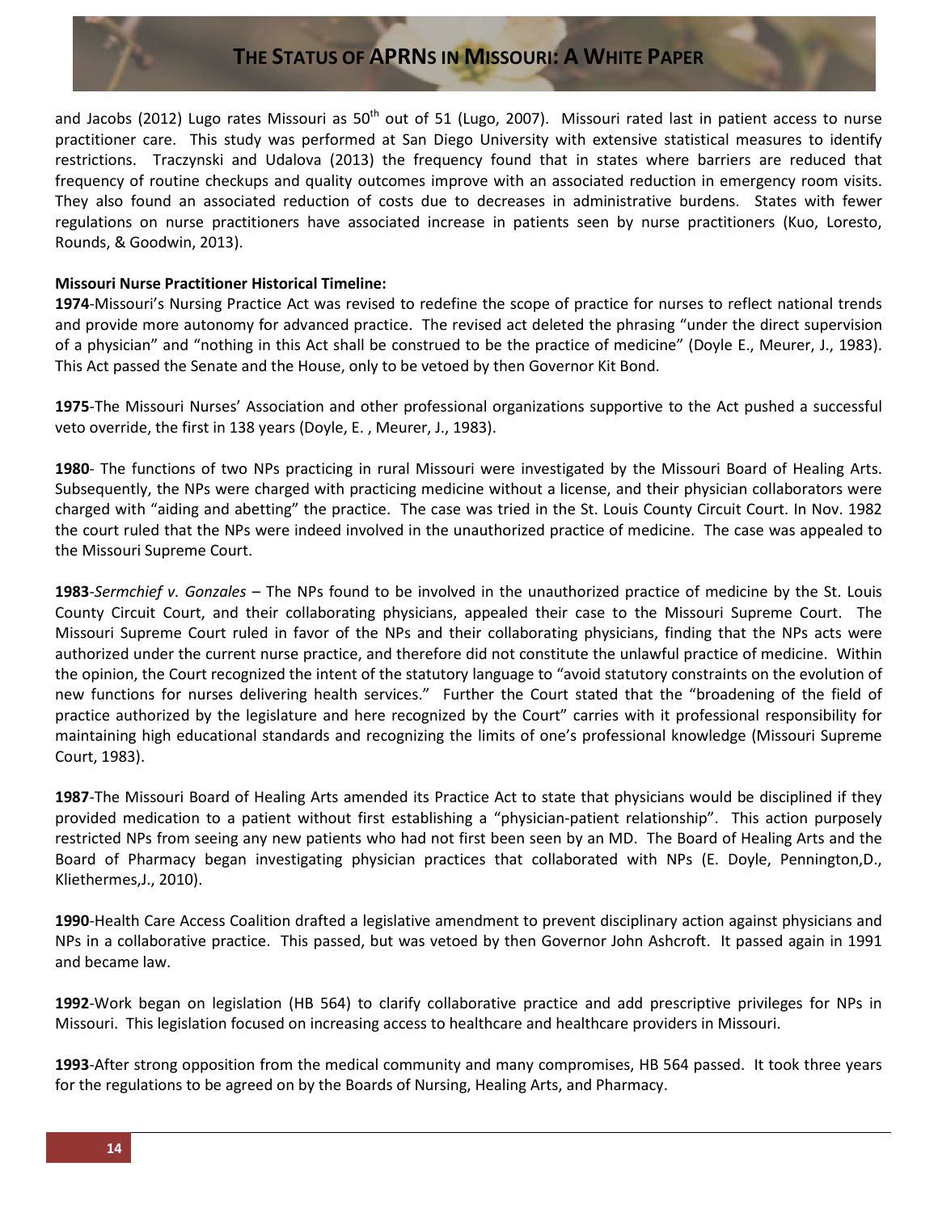and Jacobs (2012) Lugo rates Missouri as 50th out of 51 (Lugo, 2007). Missouri rated last in patient access to nurse practitioner care. This study was performed at San Diego University with extensive statistical measures to identify restrictions. Traczynski and Udalova (2013) the frequency found that in states where barriers are reduced that frequency of routine checkups and quality outcomes improve with an associated reduction in emergency room visits. They also found an associated reduction of costs due to decreases in administrative burdens. States with fewer regulations on nurse practitioners have associated increase in patients seen by nurse practitioners (Kuo, Loresto, Rounds, & Goodwin, 2013).

**Missouri Nurse Practitioner Historical Timeline:**

**1974**-Missouri's Nursing Practice Act was revised to redefine the scope of practice for nurses to reflect national trends and provide more autonomy for advanced practice. The revised act deleted the phrasing "under the direct supervision of a physician" and "nothing in this Act shall be construed to be the practice of medicine" (Doyle E., Meurer, J., 1983). This Act passed the Senate and the House, only to be vetoed by then Governor Kit Bond.

**1975**-The Missouri Nurses' Association and other professional organizations supportive to the Act pushed a successful veto override, the first in 138 years (Doyle, E. , Meurer, J., 1983).

**1980**- The functions of two NPs practicing in rural Missouri were investigated by the Missouri Board of Healing Arts. Subsequently, the NPs were charged with practicing medicine without a license, and their physician collaborators were charged with "aiding and abetting" the practice. The case was tried in the St. Louis County Circuit Court. In Nov. 1982 the court ruled that the NPs were indeed involved in the unauthorized practice of medicine. The case was appealed to the Missouri Supreme Court.

**1983**-*Sermchief v. Gonzales* – The NPs found to be involved in the unauthorized practice of medicine by the St. Louis County Circuit Court, and their collaborating physicians, appealed their case to the Missouri Supreme Court. The Missouri Supreme Court ruled in favor of the NPs and their collaborating physicians, finding that the NPs acts were authorized under the current nurse practice, and therefore did not constitute the unlawful practice of medicine. Within the opinion, the Court recognized the intent of the statutory language to "avoid statutory constraints on the evolution of new functions for nurses delivering health services." Further the Court stated that the "broadening of the field of practice authorized by the legislature and here recognized by the Court" carries with it professional responsibility for maintaining high educational standards and recognizing the limits of one's professional knowledge (Missouri Supreme Court, 1983).

**1987**-The Missouri Board of Healing Arts amended its Practice Act to state that physicians would be disciplined if they provided medication to a patient without first establishing a "physician-patient relationship". This action purposely restricted NPs from seeing any new patients who had not first been seen by an MD. The Board of Healing Arts and the Board of Pharmacy began investigating physician practices that collaborated with NPs (E. Doyle, Pennington,D., Kliethermes,J., 2010).

**1990**-Health Care Access Coalition drafted a legislative amendment to prevent disciplinary action against physicians and NPs in a collaborative practice. This passed, but was vetoed by then Governor John Ashcroft. It passed again in 1991 and became law.

**1992**-Work began on legislation (HB 564) to clarify collaborative practice and add prescriptive privileges for NPs in Missouri. This legislation focused on increasing access to healthcare and healthcare providers in Missouri.

**1993**-After strong opposition from the medical community and many compromises, HB 564 passed. It took three years for the regulations to be agreed on by the Boards of Nursing, Healing Arts, and Pharmacy.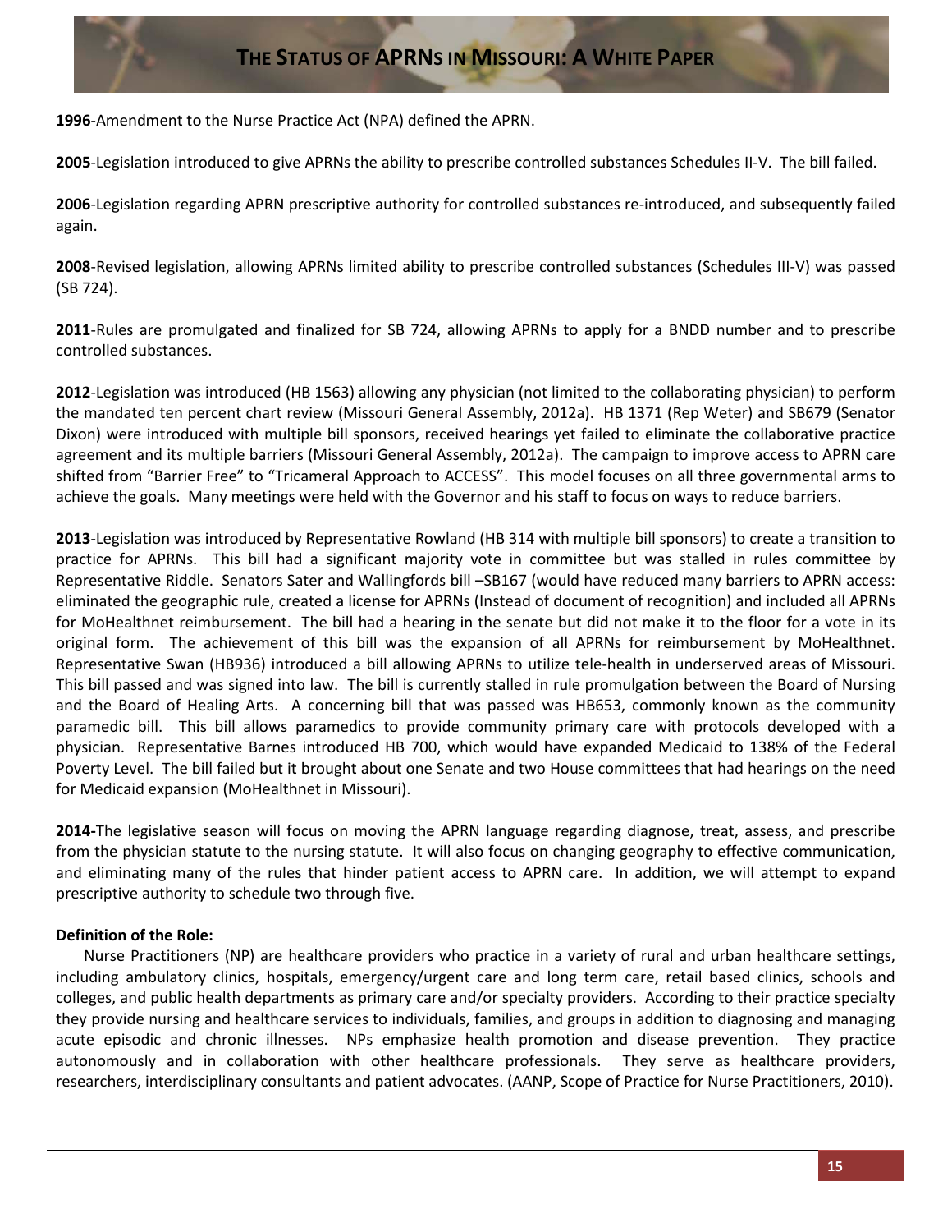**1996**-Amendment to the Nurse Practice Act (NPA) defined the APRN.

**2005**-Legislation introduced to give APRNs the ability to prescribe controlled substances Schedules II-V. The bill failed.

**2006**-Legislation regarding APRN prescriptive authority for controlled substances re-introduced, and subsequently failed again.

**2008**-Revised legislation, allowing APRNs limited ability to prescribe controlled substances (Schedules III-V) was passed (SB 724).

**2011**-Rules are promulgated and finalized for SB 724, allowing APRNs to apply for a BNDD number and to prescribe controlled substances.

**2012**-Legislation was introduced (HB 1563) allowing any physician (not limited to the collaborating physician) to perform the mandated ten percent chart review (Missouri General Assembly, 2012a). HB 1371 (Rep Weter) and SB679 (Senator Dixon) were introduced with multiple bill sponsors, received hearings yet failed to eliminate the collaborative practice agreement and its multiple barriers (Missouri General Assembly, 2012a). The campaign to improve access to APRN care shifted from "Barrier Free" to "Tricameral Approach to ACCESS". This model focuses on all three governmental arms to achieve the goals. Many meetings were held with the Governor and his staff to focus on ways to reduce barriers.

**2013**-Legislation was introduced by Representative Rowland (HB 314 with multiple bill sponsors) to create a transition to practice for APRNs. This bill had a significant majority vote in committee but was stalled in rules committee by Representative Riddle. Senators Sater and Wallingfords bill –SB167 (would have reduced many barriers to APRN access: eliminated the geographic rule, created a license for APRNs (Instead of document of recognition) and included all APRNs for MoHealthnet reimbursement. The bill had a hearing in the senate but did not make it to the floor for a vote in its original form. The achievement of this bill was the expansion of all APRNs for reimbursement by MoHealthnet. Representative Swan (HB936) introduced a bill allowing APRNs to utilize tele-health in underserved areas of Missouri. This bill passed and was signed into law. The bill is currently stalled in rule promulgation between the Board of Nursing and the Board of Healing Arts. A concerning bill that was passed was HB653, commonly known as the community paramedic bill. This bill allows paramedics to provide community primary care with protocols developed with a physician. Representative Barnes introduced HB 700, which would have expanded Medicaid to 138% of the Federal Poverty Level. The bill failed but it brought about one Senate and two House committees that had hearings on the need for Medicaid expansion (MoHealthnet in Missouri).

**2014-**The legislative season will focus on moving the APRN language regarding diagnose, treat, assess, and prescribe from the physician statute to the nursing statute. It will also focus on changing geography to effective communication, and eliminating many of the rules that hinder patient access to APRN care. In addition, we will attempt to expand prescriptive authority to schedule two through five.

**Definition of the Role:**

Nurse Practitioners (NP) are healthcare providers who practice in a variety of rural and urban healthcare settings, including ambulatory clinics, hospitals, emergency/urgent care and long term care, retail based clinics, schools and colleges, and public health departments as primary care and/or specialty providers. According to their practice specialty they provide nursing and healthcare services to individuals, families, and groups in addition to diagnosing and managing acute episodic and chronic illnesses. NPs emphasize health promotion and disease prevention. They practice autonomously and in collaboration with other healthcare professionals. They serve as healthcare providers, researchers, interdisciplinary consultants and patient advocates. (AANP, Scope of Practice for Nurse Practitioners, 2010).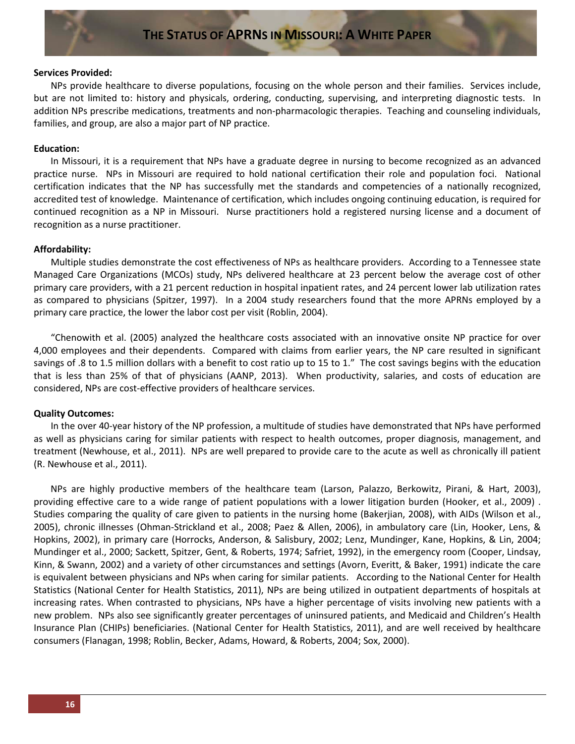**Services Provided:**

NPs provide healthcare to diverse populations, focusing on the whole person and their families. Services include, but are not limited to: history and physicals, ordering, conducting, supervising, and interpreting diagnostic tests. In addition NPs prescribe medications, treatments and non-pharmacologic therapies. Teaching and counseling individuals, families, and group, are also a major part of NP practice.

**Education:**

In Missouri, it is a requirement that NPs have a graduate degree in nursing to become recognized as an advanced practice nurse. NPs in Missouri are required to hold national certification their role and population foci. National certification indicates that the NP has successfully met the standards and competencies of a nationally recognized, accredited test of knowledge. Maintenance of certification, which includes ongoing continuing education, is required for continued recognition as a NP in Missouri. Nurse practitioners hold a registered nursing license and a document of recognition as a nurse practitioner.

**Affordability:**

Multiple studies demonstrate the cost effectiveness of NPs as healthcare providers. According to a Tennessee state Managed Care Organizations (MCOs) study, NPs delivered healthcare at 23 percent below the average cost of other primary care providers, with a 21 percent reduction in hospital inpatient rates, and 24 percent lower lab utilization rates as compared to physicians (Spitzer, 1997). In a 2004 study researchers found that the more APRNs employed by a primary care practice, the lower the labor cost per visit (Roblin, 2004).

"Chenowith et al. (2005) analyzed the healthcare costs associated with an innovative onsite NP practice for over 4,000 employees and their dependents. Compared with claims from earlier years, the NP care resulted in significant savings of .8 to 1.5 million dollars with a benefit to cost ratio up to 15 to 1." The cost savings begins with the education that is less than 25% of that of physicians (AANP, 2013). When productivity, salaries, and costs of education are considered, NPs are cost-effective providers of healthcare services.

**Quality Outcomes:**

In the over 40-year history of the NP profession, a multitude of studies have demonstrated that NPs have performed as well as physicians caring for similar patients with respect to health outcomes, proper diagnosis, management, and treatment (Newhouse, et al., 2011). NPs are well prepared to provide care to the acute as well as chronically ill patient (R. Newhouse et al., 2011).

NPs are highly productive members of the healthcare team (Larson, Palazzo, Berkowitz, Pirani, & Hart, 2003), providing effective care to a wide range of patient populations with a lower litigation burden (Hooker, et al., 2009) . Studies comparing the quality of care given to patients in the nursing home (Bakerjian, 2008), with AIDs (Wilson et al., 2005), chronic illnesses (Ohman-Strickland et al., 2008; Paez & Allen, 2006), in ambulatory care (Lin, Hooker, Lens, & Hopkins, 2002), in primary care (Horrocks, Anderson, & Salisbury, 2002; Lenz, Mundinger, Kane, Hopkins, & Lin, 2004; Mundinger et al., 2000; Sackett, Spitzer, Gent, & Roberts, 1974; Safriet, 1992), in the emergency room (Cooper, Lindsay, Kinn, & Swann, 2002) and a variety of other circumstances and settings (Avorn, Everitt, & Baker, 1991) indicate the care is equivalent between physicians and NPs when caring for similar patients. According to the National Center for Health Statistics (National Center for Health Statistics, 2011), NPs are being utilized in outpatient departments of hospitals at increasing rates. When contrasted to physicians, NPs have a higher percentage of visits involving new patients with a new problem. NPs also see significantly greater percentages of uninsured patients, and Medicaid and Children's Health Insurance Plan (CHIPs) beneficiaries. (National Center for Health Statistics, 2011), and are well received by healthcare consumers (Flanagan, 1998; Roblin, Becker, Adams, Howard, & Roberts, 2004; Sox, 2000).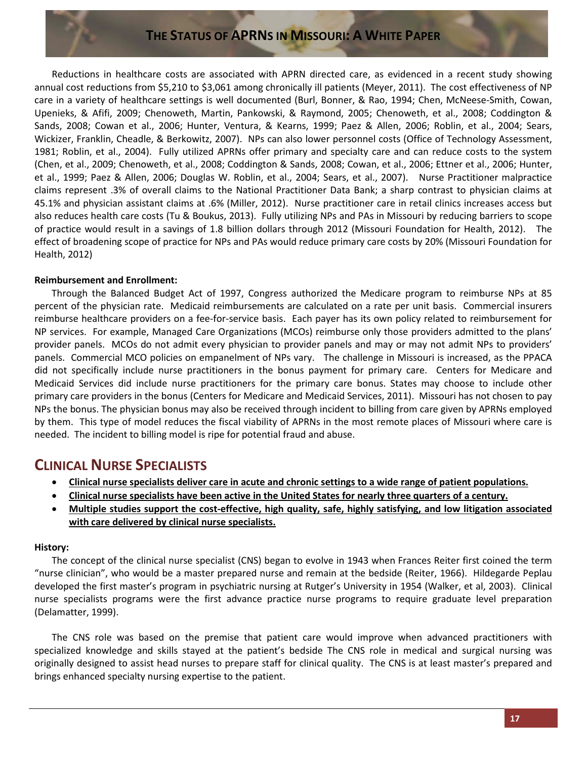Reductions in healthcare costs are associated with APRN directed care, as evidenced in a recent study showing annual cost reductions from $5,210 to $3,061 among chronically ill patients (Meyer, 2011). The cost effectiveness of NP care in a variety of healthcare settings is well documented (Burl, Bonner, & Rao, 1994; Chen, McNeese-Smith, Cowan, Upenieks, & Afifi, 2009; Chenoweth, Martin, Pankowski, & Raymond, 2005; Chenoweth, et al., 2008; Coddington & Sands, 2008; Cowan et al., 2006; Hunter, Ventura, & Kearns, 1999; Paez & Allen, 2006; Roblin, et al., 2004; Sears, Wickizer, Franklin, Cheadle, & Berkowitz, 2007). NPs can also lower personnel costs (Office of Technology Assessment, 1981; Roblin, et al., 2004). Fully utilized APRNs offer primary and specialty care and can reduce costs to the system (Chen, et al., 2009; Chenoweth, et al., 2008; Coddington & Sands, 2008; Cowan, et al., 2006; Ettner et al., 2006; Hunter, et al., 1999; Paez & Allen, 2006; Douglas W. Roblin, et al., 2004; Sears, et al., 2007). Nurse Practitioner malpractice claims represent .3% of overall claims to the National Practitioner Data Bank; a sharp contrast to physician claims at 45.1% and physician assistant claims at .6% (Miller, 2012). Nurse practitioner care in retail clinics increases access but also reduces health care costs (Tu & Boukus, 2013). Fully utilizing NPs and PAs in Missouri by reducing barriers to scope of practice would result in a savings of 1.8 billion dollars through 2012 (Missouri Foundation for Health, 2012). The effect of broadening scope of practice for NPs and PAs would reduce primary care costs by 20% (Missouri Foundation for Health, 2012)

**Reimbursement and Enrollment:**

Through the Balanced Budget Act of 1997, Congress authorized the Medicare program to reimburse NPs at 85 percent of the physician rate. Medicaid reimbursements are calculated on a rate per unit basis. Commercial insurers reimburse healthcare providers on a fee-for-service basis. Each payer has its own policy related to reimbursement for NP services. For example, Managed Care Organizations (MCOs) reimburse only those providers admitted to the plans' provider panels. MCOs do not admit every physician to provider panels and may or may not admit NPs to providers' panels. Commercial MCO policies on empanelment of NPs vary. The challenge in Missouri is increased, as the PPACA did not specifically include nurse practitioners in the bonus payment for primary care. Centers for Medicare and Medicaid Services did include nurse practitioners for the primary care bonus. States may choose to include other primary care providers in the bonus (Centers for Medicare and Medicaid Services, 2011). Missouri has not chosen to pay NPs the bonus. The physician bonus may also be received through incident to billing from care given by APRNs employed by them. This type of model reduces the fiscal viability of APRNs in the most remote places of Missouri where care is needed. The incident to billing model is ripe for potential fraud and abuse.

## Clinical Nurse Specialists

- **Clinical nurse specialists deliver care in acute and chronic settings to a wide range of patient populations.**
- **Clinical nurse specialists have been active in the United States for nearly three quarters of a century.**
- **Multiple studies support the cost-effective, high quality, safe, highly satisfying, and low litigation associated with care delivered by clinical nurse specialists.**

**History:**

The concept of the clinical nurse specialist (CNS) began to evolve in 1943 when Frances Reiter first coined the term "nurse clinician", who would be a master prepared nurse and remain at the bedside (Reiter, 1966). Hildegarde Peplau developed the first master's program in psychiatric nursing at Rutger's University in 1954 (Walker, et al, 2003). Clinical nurse specialists programs were the first advance practice nurse programs to require graduate level preparation (Delamatter, 1999).

The CNS role was based on the premise that patient care would improve when advanced practitioners with specialized knowledge and skills stayed at the patient's bedside The CNS role in medical and surgical nursing was originally designed to assist head nurses to prepare staff for clinical quality. The CNS is at least master's prepared and brings enhanced specialty nursing expertise to the patient.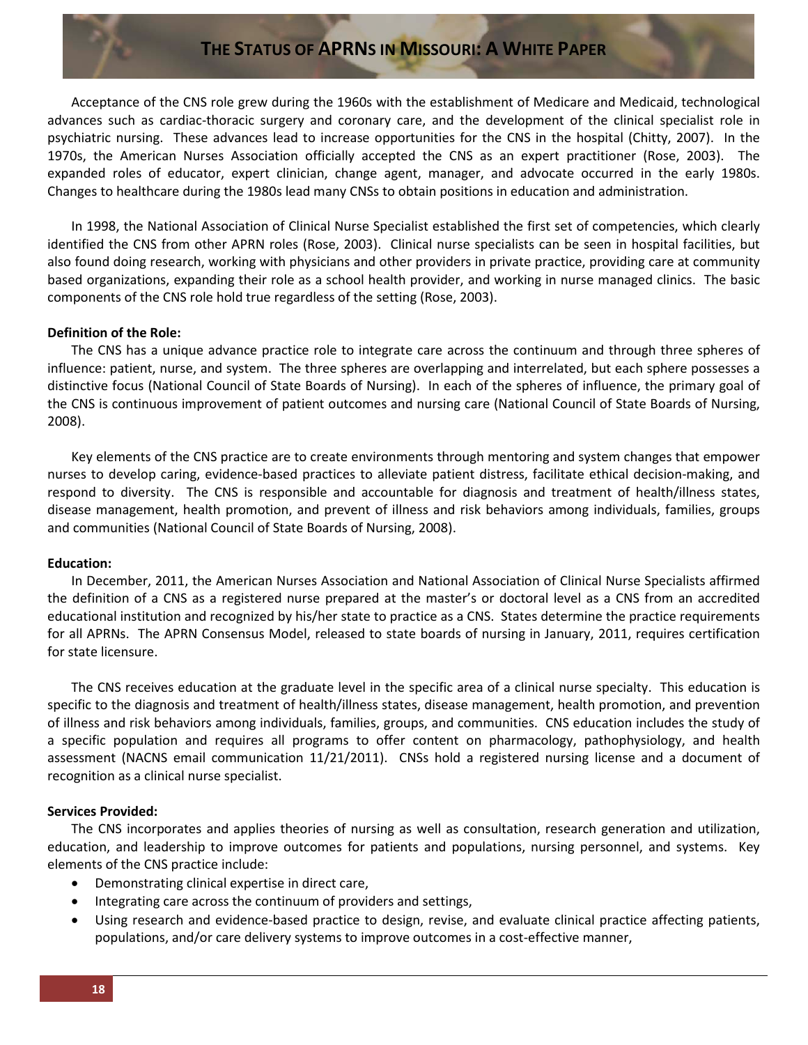Acceptance of the CNS role grew during the 1960s with the establishment of Medicare and Medicaid, technological advances such as cardiac-thoracic surgery and coronary care, and the development of the clinical specialist role in psychiatric nursing. These advances lead to increase opportunities for the CNS in the hospital (Chitty, 2007). In the 1970s, the American Nurses Association officially accepted the CNS as an expert practitioner (Rose, 2003). The expanded roles of educator, expert clinician, change agent, manager, and advocate occurred in the early 1980s. Changes to healthcare during the 1980s lead many CNSs to obtain positions in education and administration.

In 1998, the National Association of Clinical Nurse Specialist established the first set of competencies, which clearly identified the CNS from other APRN roles (Rose, 2003). Clinical nurse specialists can be seen in hospital facilities, but also found doing research, working with physicians and other providers in private practice, providing care at community based organizations, expanding their role as a school health provider, and working in nurse managed clinics. The basic components of the CNS role hold true regardless of the setting (Rose, 2003).

**Definition of the Role:**

The CNS has a unique advance practice role to integrate care across the continuum and through three spheres of influence: patient, nurse, and system. The three spheres are overlapping and interrelated, but each sphere possesses a distinctive focus (National Council of State Boards of Nursing). In each of the spheres of influence, the primary goal of the CNS is continuous improvement of patient outcomes and nursing care (National Council of State Boards of Nursing, 2008).

Key elements of the CNS practice are to create environments through mentoring and system changes that empower nurses to develop caring, evidence-based practices to alleviate patient distress, facilitate ethical decision-making, and respond to diversity. The CNS is responsible and accountable for diagnosis and treatment of health/illness states, disease management, health promotion, and prevent of illness and risk behaviors among individuals, families, groups and communities (National Council of State Boards of Nursing, 2008).

**Education:**

In December, 2011, the American Nurses Association and National Association of Clinical Nurse Specialists affirmed the definition of a CNS as a registered nurse prepared at the master's or doctoral level as a CNS from an accredited educational institution and recognized by his/her state to practice as a CNS. States determine the practice requirements for all APRNs. The APRN Consensus Model, released to state boards of nursing in January, 2011, requires certification for state licensure.

The CNS receives education at the graduate level in the specific area of a clinical nurse specialty. This education is specific to the diagnosis and treatment of health/illness states, disease management, health promotion, and prevention of illness and risk behaviors among individuals, families, groups, and communities. CNS education includes the study of a specific population and requires all programs to offer content on pharmacology, pathophysiology, and health assessment (NACNS email communication 11/21/2011). CNSs hold a registered nursing license and a document of recognition as a clinical nurse specialist.

**Services Provided:**

The CNS incorporates and applies theories of nursing as well as consultation, research generation and utilization, education, and leadership to improve outcomes for patients and populations, nursing personnel, and systems. Key elements of the CNS practice include:

- Demonstrating clinical expertise in direct care,
- Integrating care across the continuum of providers and settings,
- Using research and evidence-based practice to design, revise, and evaluate clinical practice affecting patients, populations, and/or care delivery systems to improve outcomes in a cost-effective manner,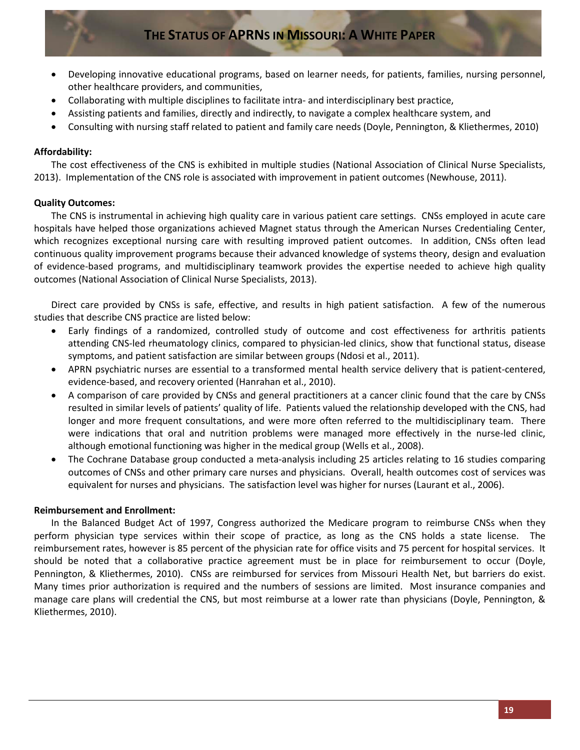- Developing innovative educational programs, based on learner needs, for patients, families, nursing personnel, other healthcare providers, and communities,
- Collaborating with multiple disciplines to facilitate intra- and interdisciplinary best practice,
- Assisting patients and families, directly and indirectly, to navigate a complex healthcare system, and
- Consulting with nursing staff related to patient and family care needs (Doyle, Pennington, & Kliethermes, 2010)

**Affordability:**

The cost effectiveness of the CNS is exhibited in multiple studies (National Association of Clinical Nurse Specialists, 2013). Implementation of the CNS role is associated with improvement in patient outcomes (Newhouse, 2011).

**Quality Outcomes:**

The CNS is instrumental in achieving high quality care in various patient care settings. CNSs employed in acute care hospitals have helped those organizations achieved Magnet status through the American Nurses Credentialing Center, which recognizes exceptional nursing care with resulting improved patient outcomes. In addition, CNSs often lead continuous quality improvement programs because their advanced knowledge of systems theory, design and evaluation of evidence-based programs, and multidisciplinary teamwork provides the expertise needed to achieve high quality outcomes (National Association of Clinical Nurse Specialists, 2013).

Direct care provided by CNSs is safe, effective, and results in high patient satisfaction. A few of the numerous studies that describe CNS practice are listed below:

- Early findings of a randomized, controlled study of outcome and cost effectiveness for arthritis patients attending CNS-led rheumatology clinics, compared to physician-led clinics, show that functional status, disease symptoms, and patient satisfaction are similar between groups (Ndosi et al., 2011).
- APRN psychiatric nurses are essential to a transformed mental health service delivery that is patient-centered, evidence-based, and recovery oriented (Hanrahan et al., 2010).
- A comparison of care provided by CNSs and general practitioners at a cancer clinic found that the care by CNSs resulted in similar levels of patients' quality of life. Patients valued the relationship developed with the CNS, had longer and more frequent consultations, and were more often referred to the multidisciplinary team. There were indications that oral and nutrition problems were managed more effectively in the nurse-led clinic, although emotional functioning was higher in the medical group (Wells et al., 2008).
- The Cochrane Database group conducted a meta-analysis including 25 articles relating to 16 studies comparing outcomes of CNSs and other primary care nurses and physicians. Overall, health outcomes cost of services was equivalent for nurses and physicians. The satisfaction level was higher for nurses (Laurant et al., 2006).

**Reimbursement and Enrollment:**

In the Balanced Budget Act of 1997, Congress authorized the Medicare program to reimburse CNSs when they perform physician type services within their scope of practice, as long as the CNS holds a state license. The reimbursement rates, however is 85 percent of the physician rate for office visits and 75 percent for hospital services. It should be noted that a collaborative practice agreement must be in place for reimbursement to occur (Doyle, Pennington, & Kliethermes, 2010). CNSs are reimbursed for services from Missouri Health Net, but barriers do exist. Many times prior authorization is required and the numbers of sessions are limited. Most insurance companies and manage care plans will credential the CNS, but most reimburse at a lower rate than physicians (Doyle, Pennington, & Kliethermes, 2010).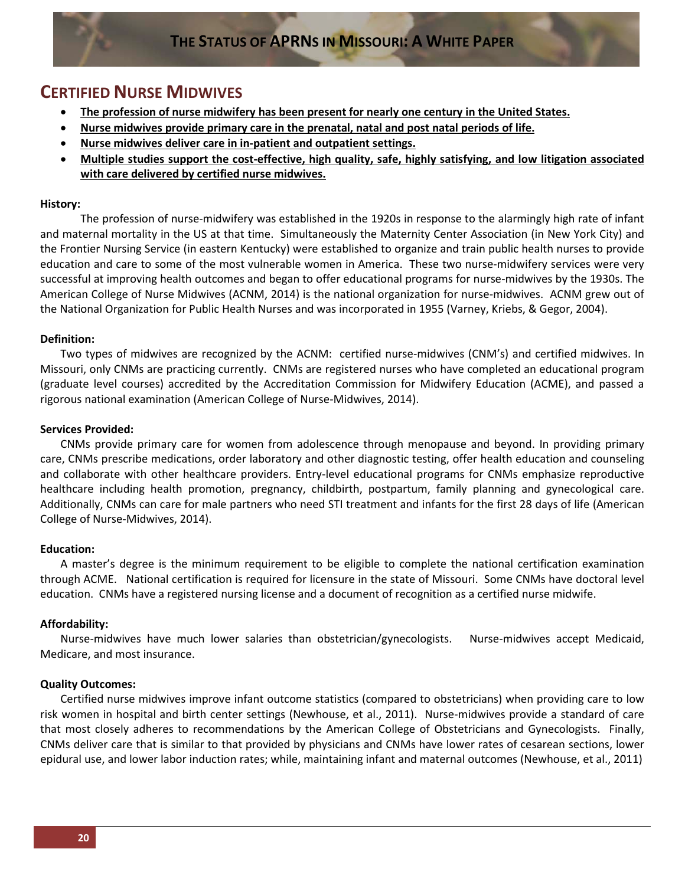## CERTIFIED NURSE MIDWIVES

- **The profession of nurse midwifery has been present for nearly one century in the United States.**
- **Nurse midwives provide primary care in the prenatal, natal and post natal periods of life.**
- **Nurse midwives deliver care in in-patient and outpatient settings.**
- **Multiple studies support the cost-effective, high quality, safe, highly satisfying, and low litigation associated with care delivered by certified nurse midwives.**

**History:**

The profession of nurse-midwifery was established in the 1920s in response to the alarmingly high rate of infant and maternal mortality in the US at that time. Simultaneously the Maternity Center Association (in New York City) and the Frontier Nursing Service (in eastern Kentucky) were established to organize and train public health nurses to provide education and care to some of the most vulnerable women in America. These two nurse-midwifery services were very successful at improving health outcomes and began to offer educational programs for nurse-midwives by the 1930s. The American College of Nurse Midwives (ACNM, 2014) is the national organization for nurse-midwives. ACNM grew out of the National Organization for Public Health Nurses and was incorporated in 1955 (Varney, Kriebs, & Gegor, 2004).

**Definition:**

Two types of midwives are recognized by the ACNM: certified nurse-midwives (CNM's) and certified midwives. In Missouri, only CNMs are practicing currently. CNMs are registered nurses who have completed an educational program (graduate level courses) accredited by the Accreditation Commission for Midwifery Education (ACME), and passed a rigorous national examination (American College of Nurse-Midwives, 2014).

**Services Provided:**

CNMs provide primary care for women from adolescence through menopause and beyond. In providing primary care, CNMs prescribe medications, order laboratory and other diagnostic testing, offer health education and counseling and collaborate with other healthcare providers. Entry-level educational programs for CNMs emphasize reproductive healthcare including health promotion, pregnancy, childbirth, postpartum, family planning and gynecological care. Additionally, CNMs can care for male partners who need STI treatment and infants for the first 28 days of life (American College of Nurse-Midwives, 2014).

**Education:**

A master's degree is the minimum requirement to be eligible to complete the national certification examination through ACME. National certification is required for licensure in the state of Missouri. Some CNMs have doctoral level education. CNMs have a registered nursing license and a document of recognition as a certified nurse midwife.

**Affordability:**

Nurse-midwives have much lower salaries than obstetrician/gynecologists. Nurse-midwives accept Medicaid, Medicare, and most insurance.

**Quality Outcomes:**

Certified nurse midwives improve infant outcome statistics (compared to obstetricians) when providing care to low risk women in hospital and birth center settings (Newhouse, et al., 2011). Nurse-midwives provide a standard of care that most closely adheres to recommendations by the American College of Obstetricians and Gynecologists. Finally, CNMs deliver care that is similar to that provided by physicians and CNMs have lower rates of cesarean sections, lower epidural use, and lower labor induction rates; while, maintaining infant and maternal outcomes (Newhouse, et al., 2011)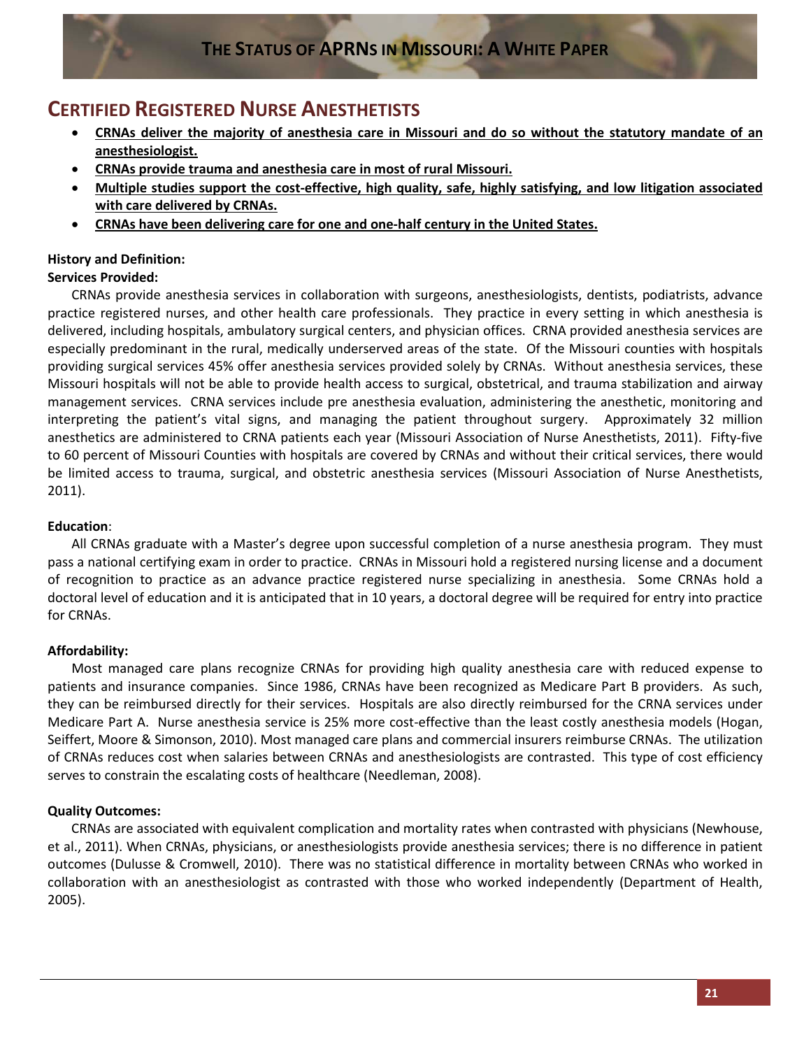## CERTIFIED REGISTERED NURSE ANESTHETISTS

- **CRNAs deliver the majority of anesthesia care in Missouri and do so without the statutory mandate of an anesthesiologist.**
- **CRNAs provide trauma and anesthesia care in most of rural Missouri.**
- **Multiple studies support the cost-effective, high quality, safe, highly satisfying, and low litigation associated with care delivered by CRNAs.**
- **CRNAs have been delivering care for one and one-half century in the United States.**

**History and Definition:**

**Services Provided:**

CRNAs provide anesthesia services in collaboration with surgeons, anesthesiologists, dentists, podiatrists, advance practice registered nurses, and other health care professionals. They practice in every setting in which anesthesia is delivered, including hospitals, ambulatory surgical centers, and physician offices. CRNA provided anesthesia services are especially predominant in the rural, medically underserved areas of the state. Of the Missouri counties with hospitals providing surgical services 45% offer anesthesia services provided solely by CRNAs. Without anesthesia services, these Missouri hospitals will not be able to provide health access to surgical, obstetrical, and trauma stabilization and airway management services. CRNA services include pre anesthesia evaluation, administering the anesthetic, monitoring and interpreting the patient's vital signs, and managing the patient throughout surgery. Approximately 32 million anesthetics are administered to CRNA patients each year (Missouri Association of Nurse Anesthetists, 2011). Fifty-five to 60 percent of Missouri Counties with hospitals are covered by CRNAs and without their critical services, there would be limited access to trauma, surgical, and obstetric anesthesia services (Missouri Association of Nurse Anesthetists, 2011).

**Education**:

All CRNAs graduate with a Master's degree upon successful completion of a nurse anesthesia program. They must pass a national certifying exam in order to practice. CRNAs in Missouri hold a registered nursing license and a document of recognition to practice as an advance practice registered nurse specializing in anesthesia. Some CRNAs hold a doctoral level of education and it is anticipated that in 10 years, a doctoral degree will be required for entry into practice for CRNAs.

**Affordability:**

Most managed care plans recognize CRNAs for providing high quality anesthesia care with reduced expense to patients and insurance companies. Since 1986, CRNAs have been recognized as Medicare Part B providers. As such, they can be reimbursed directly for their services. Hospitals are also directly reimbursed for the CRNA services under Medicare Part A. Nurse anesthesia service is 25% more cost-effective than the least costly anesthesia models (Hogan, Seiffert, Moore & Simonson, 2010). Most managed care plans and commercial insurers reimburse CRNAs. The utilization of CRNAs reduces cost when salaries between CRNAs and anesthesiologists are contrasted. This type of cost efficiency serves to constrain the escalating costs of healthcare (Needleman, 2008).

**Quality Outcomes:**

CRNAs are associated with equivalent complication and mortality rates when contrasted with physicians (Newhouse, et al., 2011). When CRNAs, physicians, or anesthesiologists provide anesthesia services; there is no difference in patient outcomes (Dulusse & Cromwell, 2010). There was no statistical difference in mortality between CRNAs who worked in collaboration with an anesthesiologist as contrasted with those who worked independently (Department of Health, 2005).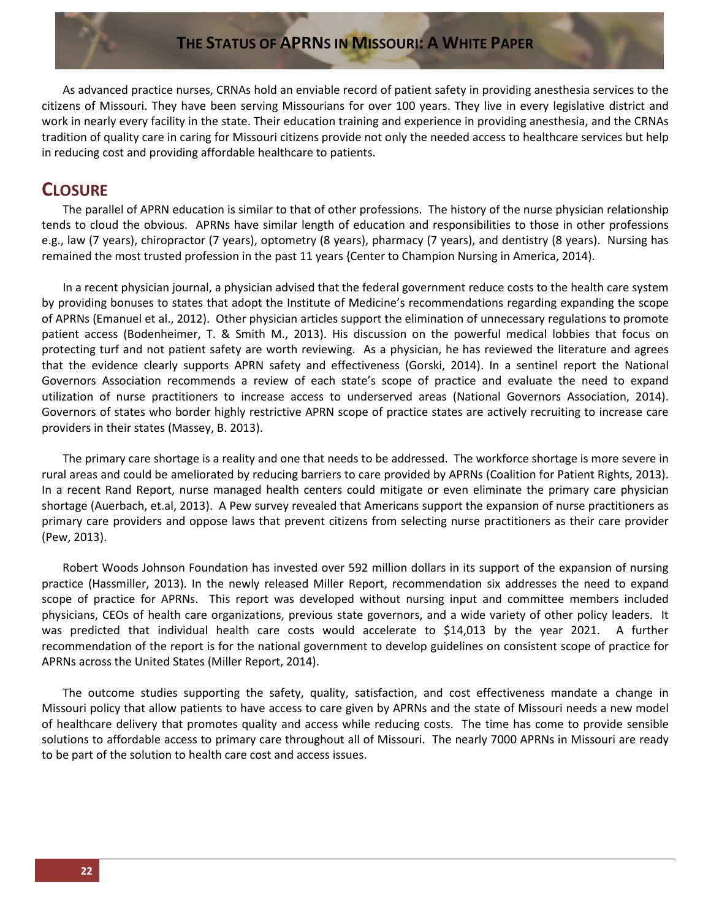As advanced practice nurses, CRNAs hold an enviable record of patient safety in providing anesthesia services to the citizens of Missouri. They have been serving Missourians for over 100 years. They live in every legislative district and work in nearly every facility in the state. Their education training and experience in providing anesthesia, and the CRNAs tradition of quality care in caring for Missouri citizens provide not only the needed access to healthcare services but help in reducing cost and providing affordable healthcare to patients.

## CLOSURE

The parallel of APRN education is similar to that of other professions. The history of the nurse physician relationship tends to cloud the obvious. APRNs have similar length of education and responsibilities to those in other professions e.g., law (7 years), chiropractor (7 years), optometry (8 years), pharmacy (7 years), and dentistry (8 years). Nursing has remained the most trusted profession in the past 11 years {Center to Champion Nursing in America, 2014).

In a recent physician journal, a physician advised that the federal government reduce costs to the health care system by providing bonuses to states that adopt the Institute of Medicine's recommendations regarding expanding the scope of APRNs (Emanuel et al., 2012). Other physician articles support the elimination of unnecessary regulations to promote patient access (Bodenheimer, T. & Smith M., 2013). His discussion on the powerful medical lobbies that focus on protecting turf and not patient safety are worth reviewing. As a physician, he has reviewed the literature and agrees that the evidence clearly supports APRN safety and effectiveness (Gorski, 2014). In a sentinel report the National Governors Association recommends a review of each state's scope of practice and evaluate the need to expand utilization of nurse practitioners to increase access to underserved areas (National Governors Association, 2014). Governors of states who border highly restrictive APRN scope of practice states are actively recruiting to increase care providers in their states (Massey, B. 2013).

The primary care shortage is a reality and one that needs to be addressed. The workforce shortage is more severe in rural areas and could be ameliorated by reducing barriers to care provided by APRNs (Coalition for Patient Rights, 2013). In a recent Rand Report, nurse managed health centers could mitigate or even eliminate the primary care physician shortage (Auerbach, et.al, 2013). A Pew survey revealed that Americans support the expansion of nurse practitioners as primary care providers and oppose laws that prevent citizens from selecting nurse practitioners as their care provider (Pew, 2013).

Robert Woods Johnson Foundation has invested over 592 million dollars in its support of the expansion of nursing practice (Hassmiller, 2013). In the newly released Miller Report, recommendation six addresses the need to expand scope of practice for APRNs. This report was developed without nursing input and committee members included physicians, CEOs of health care organizations, previous state governors, and a wide variety of other policy leaders. It was predicted that individual health care costs would accelerate to $14,013 by the year 2021. A further recommendation of the report is for the national government to develop guidelines on consistent scope of practice for APRNs across the United States (Miller Report, 2014).

The outcome studies supporting the safety, quality, satisfaction, and cost effectiveness mandate a change in Missouri policy that allow patients to have access to care given by APRNs and the state of Missouri needs a new model of healthcare delivery that promotes quality and access while reducing costs. The time has come to provide sensible solutions to affordable access to primary care throughout all of Missouri. The nearly 7000 APRNs in Missouri are ready to be part of the solution to health care cost and access issues.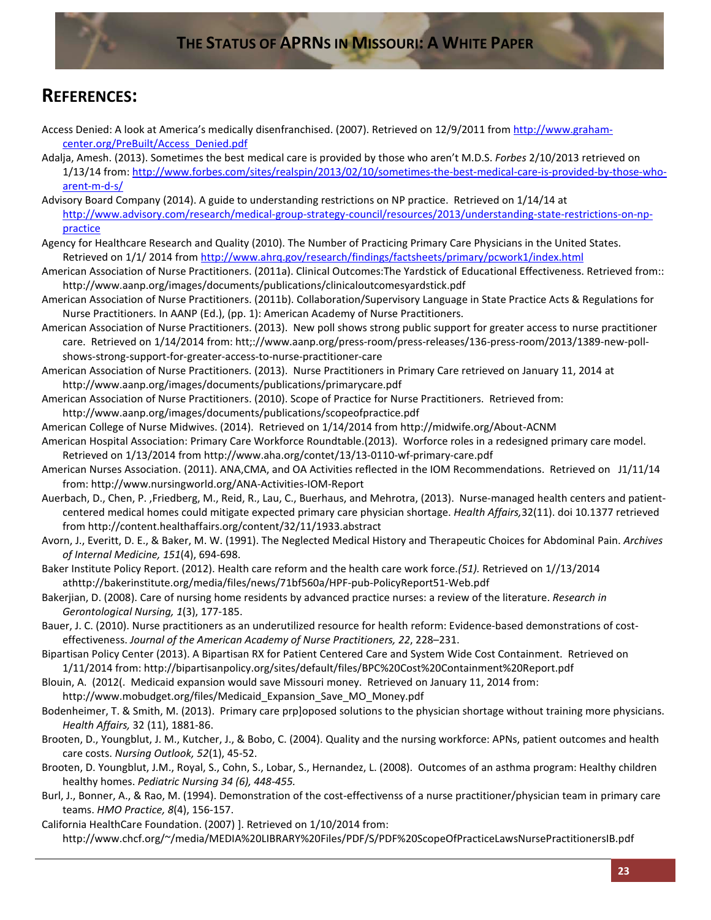## REFERENCES:

Access Denied: A look at America's medically disenfranchised. (2007). Retrieved on 12/9/2011 from http://www.graham-center.org/PreBuilt/Access_Denied.pdf

Adalja, Amesh. (2013). Sometimes the best medical care is provided by those who aren't M.D.S. *Forbes* 2/10/2013 retrieved on 1/13/14 from: http://www.forbes.com/sites/realspin/2013/02/10/sometimes-the-best-medical-care-is-provided-by-those-who-arent-m-d-s/

Advisory Board Company (2014). A guide to understanding restrictions on NP practice. Retrieved on 1/14/14 at http://www.advisory.com/research/medical-group-strategy-council/resources/2013/understanding-state-restrictions-on-np-practice

Agency for Healthcare Research and Quality (2010). The Number of Practicing Primary Care Physicians in the United States. Retrieved on 1/1/ 2014 from http://www.ahrq.gov/research/findings/factsheets/primary/pcwork1/index.html

American Association of Nurse Practitioners. (2011a). Clinical Outcomes:The Yardstick of Educational Effectiveness. Retrieved from:: http://www.aanp.org/images/documents/publications/clinicaloutcomesyardstick.pdf

American Association of Nurse Practitioners. (2011b). Collaboration/Supervisory Language in State Practice Acts & Regulations for Nurse Practitioners. In AANP (Ed.), (pp. 1): American Academy of Nurse Practitioners.

American Association of Nurse Practitioners. (2013). New poll shows strong public support for greater access to nurse practitioner care. Retrieved on 1/14/2014 from: htt;://www.aanp.org/press-room/press-releases/136-press-room/2013/1389-new-poll-shows-strong-support-for-greater-access-to-nurse-practitioner-care

American Association of Nurse Practitioners. (2013). Nurse Practitioners in Primary Care retrieved on January 11, 2014 at http://www.aanp.org/images/documents/publications/primarycare.pdf

American Association of Nurse Practitioners. (2010). Scope of Practice for Nurse Practitioners. Retrieved from: http://www.aanp.org/images/documents/publications/scopeofpractice.pdf

American College of Nurse Midwives. (2014). Retrieved on 1/14/2014 from http://midwife.org/About-ACNM

American Hospital Association: Primary Care Workforce Roundtable.(2013). Worforce roles in a redesigned primary care model. Retrieved on 1/13/2014 from http://www.aha.org/contet/13/13-0110-wf-primary-care.pdf

American Nurses Association. (2011). ANA,CMA, and OA Activities reflected in the IOM Recommendations. Retrieved on J1/11/14 from: http://www.nursingworld.org/ANA-Activities-IOM-Report

Auerbach, D., Chen, P. ,Friedberg, M., Reid, R., Lau, C., Buerhaus, and Mehrotra, (2013). Nurse-managed health centers and patient-centered medical homes could mitigate expected primary care physician shortage. *Health Affairs,*32(11). doi 10.1377 retrieved from http://content.healthaffairs.org/content/32/11/1933.abstract

Avorn, J., Everitt, D. E., & Baker, M. W. (1991). The Neglected Medical History and Therapeutic Choices for Abdominal Pain. *Archives of Internal Medicine, 151*(4), 694-698.

Baker Institute Policy Report. (2012). Health care reform and the health care work force.*(51).* Retrieved on 1//13/2014 athttp://bakerinstitute.org/media/files/news/71bf560a/HPF-pub-PolicyReport51-Web.pdf

Bakerjian, D. (2008). Care of nursing home residents by advanced practice nurses: a review of the literature. *Research in Gerontological Nursing, 1*(3), 177-185.

Bauer, J. C. (2010). Nurse practitioners as an underutilized resource for health reform: Evidence-based demonstrations of cost-effectiveness. *Journal of the American Academy of Nurse Practitioners, 22*, 228–231.

Bipartisan Policy Center (2013). A Bipartisan RX for Patient Centered Care and System Wide Cost Containment. Retrieved on 1/11/2014 from: http://bipartisanpolicy.org/sites/default/files/BPC%20Cost%20Containment%20Report.pdf

Blouin, A. (2012(. Medicaid expansion would save Missouri money. Retrieved on January 11, 2014 from: http://www.mobudget.org/files/Medicaid_Expansion_Save_MO_Money.pdf

Bodenheimer, T. & Smith, M. (2013). Primary care prp]oposed solutions to the physician shortage without training more physicians. *Health Affairs,* 32 (11), 1881-86.

Brooten, D., Youngblut, J. M., Kutcher, J., & Bobo, C. (2004). Quality and the nursing workforce: APNs, patient outcomes and health care costs. *Nursing Outlook, 52*(1), 45-52.

Brooten, D. Youngblut, J.M., Royal, S., Cohn, S., Lobar, S., Hernandez, L. (2008). Outcomes of an asthma program: Healthy children healthy homes. *Pediatric Nursing 34 (6), 448-455.*

Burl, J., Bonner, A., & Rao, M. (1994). Demonstration of the cost-effectivenss of a nurse practitioner/physician team in primary care teams. *HMO Practice, 8*(4), 156-157.

California HealthCare Foundation. (2007) ]. Retrieved on 1/10/2014 from: http://www.chcf.org/~/media/MEDIA%20LIBRARY%20Files/PDF/S/PDF%20ScopeOfPracticeLawsNursePractitionersIB.pdf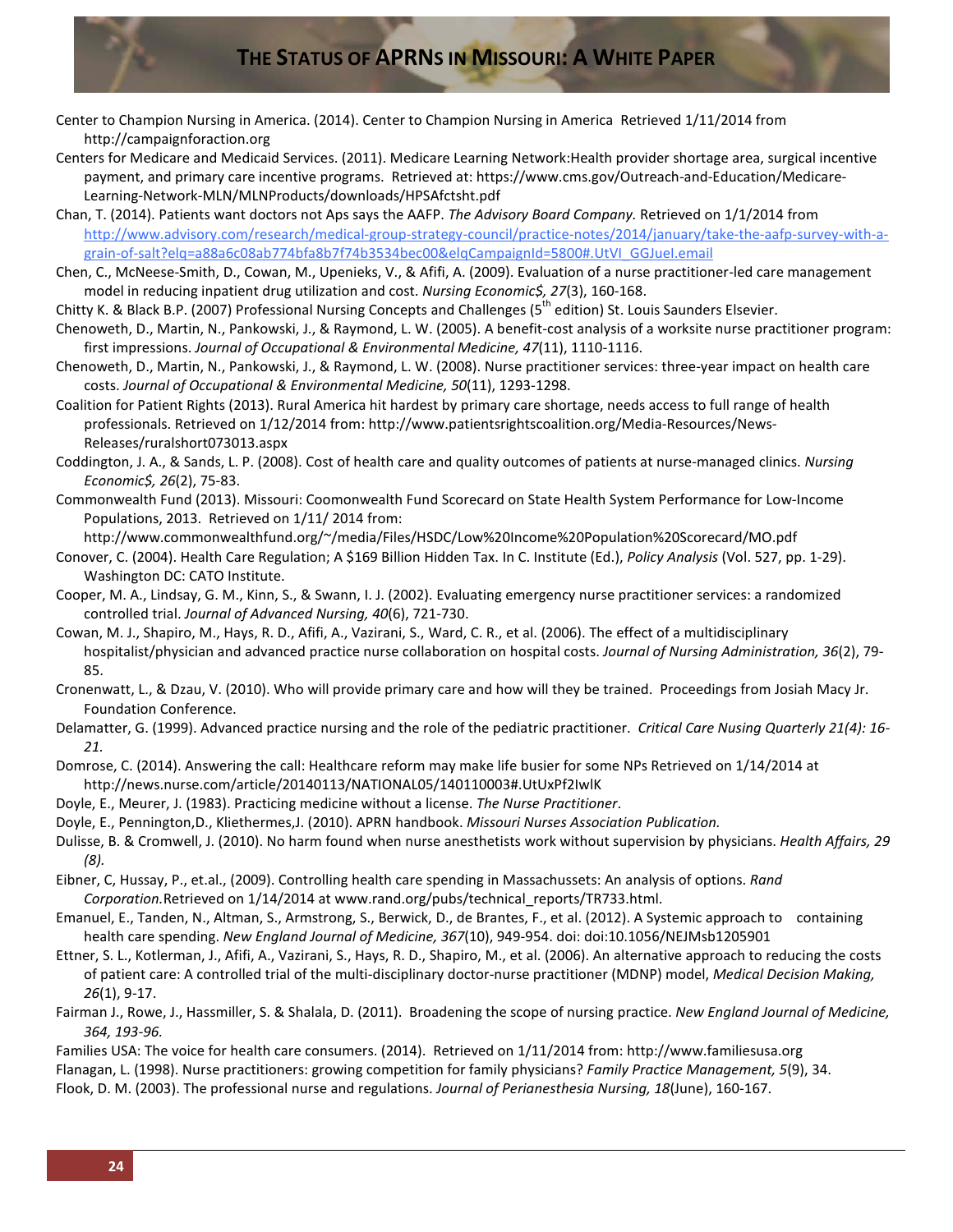Center to Champion Nursing in America. (2014). Center to Champion Nursing in America Retrieved 1/11/2014 from http://campaignforaction.org

Centers for Medicare and Medicaid Services. (2011). Medicare Learning Network:Health provider shortage area, surgical incentive payment, and primary care incentive programs. Retrieved at: https://www.cms.gov/Outreach-and-Education/Medicare-Learning-Network-MLN/MLNProducts/downloads/HPSAfctsht.pdf

Chan, T. (2014). Patients want doctors not Aps says the AAFP. *The Advisory Board Company.* Retrieved on 1/1/2014 from http://www.advisory.com/research/medical-group-strategy-council/practice-notes/2014/january/take-the-aafp-survey-with-a-grain-of-salt?elq=a88a6c08ab774bfa8b7f74b3534bec00&elqCampaignId=5800#.UtVI_GGJueI.email

Chen, C., McNeese-Smith, D., Cowan, M., Upenieks, V., & Afifi, A. (2009). Evaluation of a nurse practitioner-led care management model in reducing inpatient drug utilization and cost. *Nursing Economic$, 27*(3), 160-168.

Chitty K. & Black B.P. (2007) Professional Nursing Concepts and Challenges (5th edition) St. Louis Saunders Elsevier.

Chenoweth, D., Martin, N., Pankowski, J., & Raymond, L. W. (2005). A benefit-cost analysis of a worksite nurse practitioner program: first impressions. *Journal of Occupational & Environmental Medicine, 47*(11), 1110-1116.

Chenoweth, D., Martin, N., Pankowski, J., & Raymond, L. W. (2008). Nurse practitioner services: three-year impact on health care costs. *Journal of Occupational & Environmental Medicine, 50*(11), 1293-1298.

Coalition for Patient Rights (2013). Rural America hit hardest by primary care shortage, needs access to full range of health professionals. Retrieved on 1/12/2014 from: http://www.patientsrightscoalition.org/Media-Resources/News-Releases/ruralshort073013.aspx

Coddington, J. A., & Sands, L. P. (2008). Cost of health care and quality outcomes of patients at nurse-managed clinics. *Nursing Economic$, 26*(2), 75-83.

Commonwealth Fund (2013). Missouri: Coomonwealth Fund Scorecard on State Health System Performance for Low-Income Populations, 2013. Retrieved on 1/11/ 2014 from: http://www.commonwealthfund.org/~/media/Files/HSDC/Low%20Income%20Population%20Scorecard/MO.pdf

Conover, C. (2004). Health Care Regulation; A $169 Billion Hidden Tax. In C. Institute (Ed.), *Policy Analysis* (Vol. 527, pp. 1-29). Washington DC: CATO Institute.

Cooper, M. A., Lindsay, G. M., Kinn, S., & Swann, I. J. (2002). Evaluating emergency nurse practitioner services: a randomized controlled trial. *Journal of Advanced Nursing, 40*(6), 721-730.

Cowan, M. J., Shapiro, M., Hays, R. D., Afifi, A., Vazirani, S., Ward, C. R., et al. (2006). The effect of a multidisciplinary hospitalist/physician and advanced practice nurse collaboration on hospital costs. *Journal of Nursing Administration, 36*(2), 79-85.

Cronenwatt, L., & Dzau, V. (2010). Who will provide primary care and how will they be trained. Proceedings from Josiah Macy Jr. Foundation Conference.

Delamatter, G. (1999). Advanced practice nursing and the role of the pediatric practitioner. *Critical Care Nusing Quarterly 21(4): 16-21.*

Domrose, C. (2014). Answering the call: Healthcare reform may make life busier for some NPs Retrieved on 1/14/2014 at http://news.nurse.com/article/20140113/NATIONAL05/140110003#.UtUxPf2IwlK

Doyle, E., Meurer, J. (1983). Practicing medicine without a license. *The Nurse Practitioner*.

Doyle, E., Pennington,D., Kliethermes,J. (2010). APRN handbook. *Missouri Nurses Association Publication.*

Dulisse, B. & Cromwell, J. (2010). No harm found when nurse anesthetists work without supervision by physicians. *Health Affairs, 29 (8).*

Eibner, C, Hussay, P., et.al., (2009). Controlling health care spending in Massachussets: An analysis of options. *Rand Corporation.*Retrieved on 1/14/2014 at www.rand.org/pubs/technical_reports/TR733.html.

Emanuel, E., Tanden, N., Altman, S., Armstrong, S., Berwick, D., de Brantes, F., et al. (2012). A Systemic approach to containing health care spending. *New England Journal of Medicine, 367*(10), 949-954. doi: doi:10.1056/NEJMsb1205901

Ettner, S. L., Kotlerman, J., Afifi, A., Vazirani, S., Hays, R. D., Shapiro, M., et al. (2006). An alternative approach to reducing the costs of patient care: A controlled trial of the multi-disciplinary doctor-nurse practitioner (MDNP) model, *Medical Decision Making, 26*(1), 9-17.

Fairman J., Rowe, J., Hassmiller, S. & Shalala, D. (2011). Broadening the scope of nursing practice. *New England Journal of Medicine, 364, 193-96.*

Families USA: The voice for health care consumers. (2014). Retrieved on 1/11/2014 from: http://www.familiesusa.org

Flanagan, L. (1998). Nurse practitioners: growing competition for family physicians? *Family Practice Management, 5*(9), 34.

Flook, D. M. (2003). The professional nurse and regulations. *Journal of Perianesthesia Nursing, 18*(June), 160-167.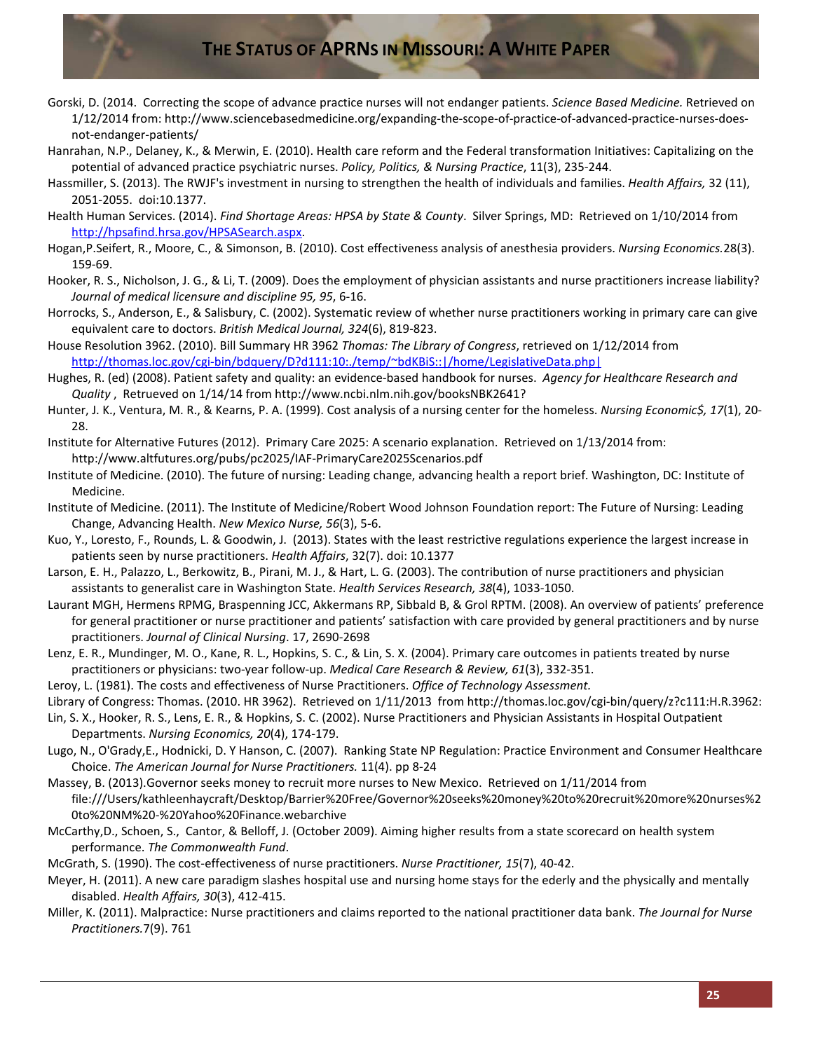Gorski, D. (2014. Correcting the scope of advance practice nurses will not endanger patients. *Science Based Medicine.* Retrieved on 1/12/2014 from: http://www.sciencebasedmedicine.org/expanding-the-scope-of-practice-of-advanced-practice-nurses-does-not-endanger-patients/

Hanrahan, N.P., Delaney, K., & Merwin, E. (2010). Health care reform and the Federal transformation Initiatives: Capitalizing on the potential of advanced practice psychiatric nurses. *Policy, Politics, & Nursing Practice*, 11(3), 235-244.

Hassmiller, S. (2013). The RWJF's investment in nursing to strengthen the health of individuals and families. *Health Affairs,* 32 (11), 2051-2055. doi:10.1377.

Health Human Services. (2014). *Find Shortage Areas: HPSA by State & County*. Silver Springs, MD: Retrieved on 1/10/2014 from http://hpsafind.hrsa.gov/HPSASearch.aspx.

Hogan,P.Seifert, R., Moore, C., & Simonson, B. (2010). Cost effectiveness analysis of anesthesia providers. *Nursing Economics.*28(3). 159-69.

Hooker, R. S., Nicholson, J. G., & Li, T. (2009). Does the employment of physician assistants and nurse practitioners increase liability? *Journal of medical licensure and discipline 95, 95*, 6-16.

Horrocks, S., Anderson, E., & Salisbury, C. (2002). Systematic review of whether nurse practitioners working in primary care can give equivalent care to doctors. *British Medical Journal, 324*(6), 819-823.

House Resolution 3962. (2010). Bill Summary HR 3962 *Thomas: The Library of Congress*, retrieved on 1/12/2014 from http://thomas.loc.gov/cgi-bin/bdquery/D?d111:10:./temp/~bdKBiS::|/home/LegislativeData.php|

Hughes, R. (ed) (2008). Patient safety and quality: an evidence-based handbook for nurses. *Agency for Healthcare Research and Quality* , Retrueved on 1/14/14 from http://www.ncbi.nlm.nih.gov/booksNBK2641?

Hunter, J. K., Ventura, M. R., & Kearns, P. A. (1999). Cost analysis of a nursing center for the homeless. *Nursing Economic$, 17*(1), 20-28.

Institute for Alternative Futures (2012). Primary Care 2025: A scenario explanation. Retrieved on 1/13/2014 from: http://www.altfutures.org/pubs/pc2025/IAF-PrimaryCare2025Scenarios.pdf

Institute of Medicine. (2010). The future of nursing: Leading change, advancing health a report brief. Washington, DC: Institute of Medicine.

Institute of Medicine. (2011). The Institute of Medicine/Robert Wood Johnson Foundation report: The Future of Nursing: Leading Change, Advancing Health. *New Mexico Nurse, 56*(3), 5-6.

Kuo, Y., Loresto, F., Rounds, L. & Goodwin, J. (2013). States with the least restrictive regulations experience the largest increase in patients seen by nurse practitioners. *Health Affairs*, 32(7). doi: 10.1377

Larson, E. H., Palazzo, L., Berkowitz, B., Pirani, M. J., & Hart, L. G. (2003). The contribution of nurse practitioners and physician assistants to generalist care in Washington State. *Health Services Research, 38*(4), 1033-1050.

Laurant MGH, Hermens RPMG, Braspenning JCC, Akkermans RP, Sibbald B, & Grol RPTM. (2008). An overview of patients' preference for general practitioner or nurse practitioner and patients' satisfaction with care provided by general practitioners and by nurse practitioners. *Journal of Clinical Nursing*. 17, 2690-2698

Lenz, E. R., Mundinger, M. O., Kane, R. L., Hopkins, S. C., & Lin, S. X. (2004). Primary care outcomes in patients treated by nurse practitioners or physicians: two-year follow-up. *Medical Care Research & Review, 61*(3), 332-351.

Leroy, L. (1981). The costs and effectiveness of Nurse Practitioners. *Office of Technology Assessment.*

Library of Congress: Thomas. (2010. HR 3962). Retrieved on 1/11/2013 from http://thomas.loc.gov/cgi-bin/query/z?c111:H.R.3962:

Lin, S. X., Hooker, R. S., Lens, E. R., & Hopkins, S. C. (2002). Nurse Practitioners and Physician Assistants in Hospital Outpatient Departments. *Nursing Economics, 20*(4), 174-179.

Lugo, N., O'Grady,E., Hodnicki, D. Y Hanson, C. (2007). Ranking State NP Regulation: Practice Environment and Consumer Healthcare Choice. *The American Journal for Nurse Practitioners.* 11(4). pp 8-24

Massey, B. (2013).Governor seeks money to recruit more nurses to New Mexico. Retrieved on 1/11/2014 from file:///Users/kathleenhaycraft/Desktop/Barrier%20Free/Governor%20seeks%20money%20to%20recruit%20more%20nurses%20to%20NM%20-%20Yahoo%20Finance.webarchive

McCarthy,D., Schoen, S., Cantor, & Belloff, J. (October 2009). Aiming higher results from a state scorecard on health system performance. *The Commonwealth Fund*.

McGrath, S. (1990). The cost-effectiveness of nurse practitioners. *Nurse Practitioner, 15*(7), 40-42.

Meyer, H. (2011). A new care paradigm slashes hospital use and nursing home stays for the ederly and the physically and mentally disabled. *Health Affairs, 30*(3), 412-415.

Miller, K. (2011). Malpractice: Nurse practitioners and claims reported to the national practitioner data bank. *The Journal for Nurse Practitioners.*7(9). 761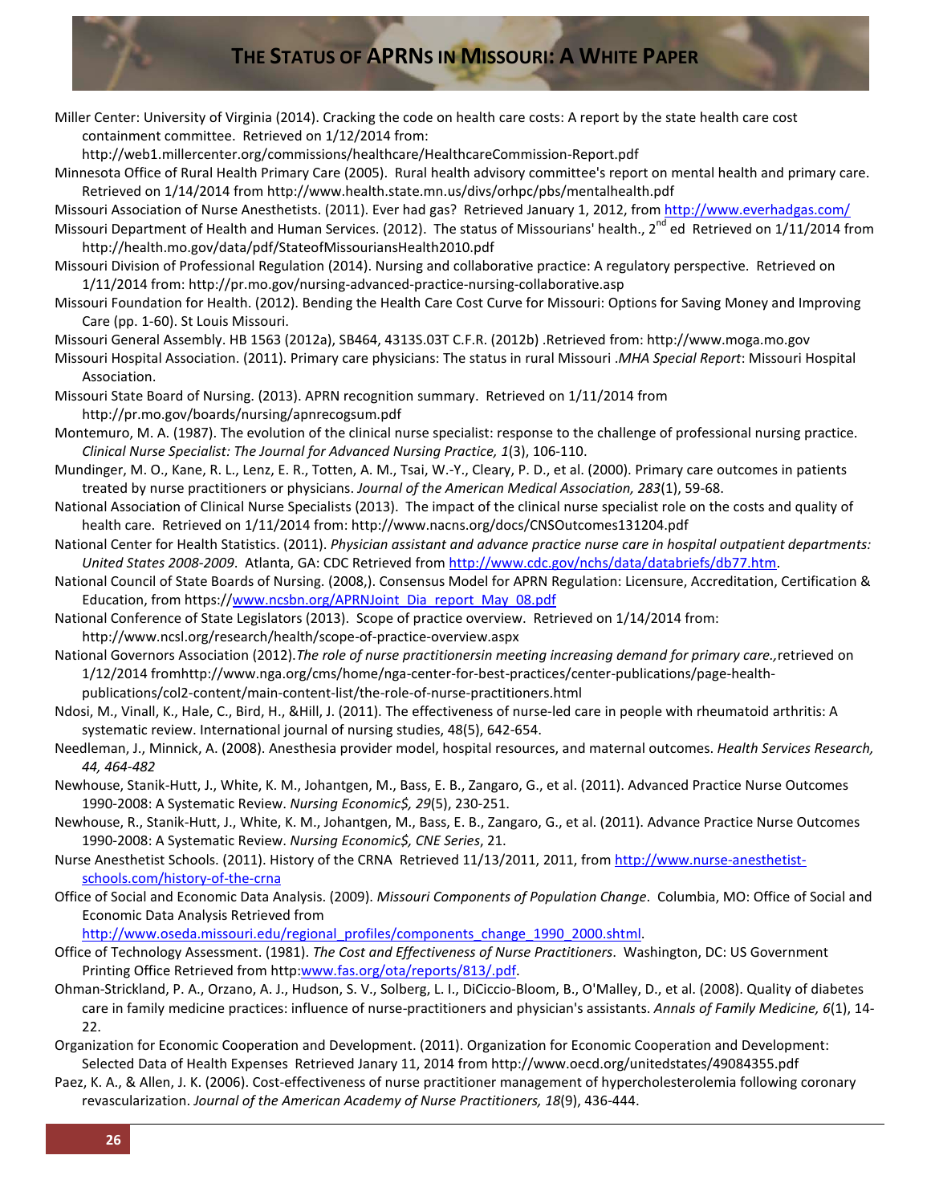Miller Center: University of Virginia (2014). Cracking the code on health care costs: A report by the state health care cost containment committee. Retrieved on 1/12/2014 from: http://web1.millercenter.org/commissions/healthcare/HealthcareCommission-Report.pdf

Minnesota Office of Rural Health Primary Care (2005). Rural health advisory committee's report on mental health and primary care. Retrieved on 1/14/2014 from http://www.health.state.mn.us/divs/orhpc/pbs/mentalhealth.pdf

Missouri Association of Nurse Anesthetists. (2011). Ever had gas? Retrieved January 1, 2012, from http://www.everhadgas.com/

Missouri Department of Health and Human Services. (2012). The status of Missourians' health., 2nd ed Retrieved on 1/11/2014 from http://health.mo.gov/data/pdf/StateofMissouriansHealth2010.pdf

Missouri Division of Professional Regulation (2014). Nursing and collaborative practice: A regulatory perspective. Retrieved on 1/11/2014 from: http://pr.mo.gov/nursing-advanced-practice-nursing-collaborative.asp

Missouri Foundation for Health. (2012). Bending the Health Care Cost Curve for Missouri: Options for Saving Money and Improving Care (pp. 1-60). St Louis Missouri.

Missouri General Assembly. HB 1563 (2012a), SB464, 4313S.03T C.F.R. (2012b) .Retrieved from: http://www.moga.mo.gov

Missouri Hospital Association. (2011). Primary care physicians: The status in rural Missouri .*MHA Special Report*: Missouri Hospital Association.

Missouri State Board of Nursing. (2013). APRN recognition summary. Retrieved on 1/11/2014 from http://pr.mo.gov/boards/nursing/apnrecogsum.pdf

Montemuro, M. A. (1987). The evolution of the clinical nurse specialist: response to the challenge of professional nursing practice. *Clinical Nurse Specialist: The Journal for Advanced Nursing Practice, 1*(3), 106-110.

Mundinger, M. O., Kane, R. L., Lenz, E. R., Totten, A. M., Tsai, W.-Y., Cleary, P. D., et al. (2000). Primary care outcomes in patients treated by nurse practitioners or physicians. *Journal of the American Medical Association, 283*(1), 59-68.

National Association of Clinical Nurse Specialists (2013). The impact of the clinical nurse specialist role on the costs and quality of health care. Retrieved on 1/11/2014 from: http://www.nacns.org/docs/CNSOutcomes131204.pdf

National Center for Health Statistics. (2011). *Physician assistant and advance practice nurse care in hospital outpatient departments: United States 2008-2009*. Atlanta, GA: CDC Retrieved from http://www.cdc.gov/nchs/data/databriefs/db77.htm.

National Council of State Boards of Nursing. (2008,). Consensus Model for APRN Regulation: Licensure, Accreditation, Certification & Education, from https://www.ncsbn.org/APRNJoint_Dia_report_May_08.pdf

National Conference of State Legislators (2013). Scope of practice overview. Retrieved on 1/14/2014 from: http://www.ncsl.org/research/health/scope-of-practice-overview.aspx

National Governors Association (2012).*The role of nurse practitionersin meeting increasing demand for primary care.,*retrieved on 1/12/2014 fromhttp://www.nga.org/cms/home/nga-center-for-best-practices/center-publications/page-health-publications/col2-content/main-content-list/the-role-of-nurse-practitioners.html

Ndosi, M., Vinall, K., Hale, C., Bird, H., &Hill, J. (2011). The effectiveness of nurse-led care in people with rheumatoid arthritis: A systematic review. International journal of nursing studies, 48(5), 642-654.

Needleman, J., Minnick, A. (2008). Anesthesia provider model, hospital resources, and maternal outcomes. *Health Services Research, 44, 464-482*

Newhouse, Stanik-Hutt, J., White, K. M., Johantgen, M., Bass, E. B., Zangaro, G., et al. (2011). Advanced Practice Nurse Outcomes 1990-2008: A Systematic Review. *Nursing Economic$, 29*(5), 230-251.

Newhouse, R., Stanik-Hutt, J., White, K. M., Johantgen, M., Bass, E. B., Zangaro, G., et al. (2011). Advance Practice Nurse Outcomes 1990-2008: A Systematic Review. *Nursing Economic$, CNE Series*, 21.

Nurse Anesthetist Schools. (2011). History of the CRNA Retrieved 11/13/2011, 2011, from http://www.nurse-anesthetist-schools.com/history-of-the-crna

Office of Social and Economic Data Analysis. (2009). *Missouri Components of Population Change*. Columbia, MO: Office of Social and Economic Data Analysis Retrieved from http://www.oseda.missouri.edu/regional_profiles/components_change_1990_2000.shtml.

Office of Technology Assessment. (1981). *The Cost and Effectiveness of Nurse Practitioners*. Washington, DC: US Government Printing Office Retrieved from http:www.fas.org/ota/reports/813/.pdf.

Ohman-Strickland, P. A., Orzano, A. J., Hudson, S. V., Solberg, L. I., DiCiccio-Bloom, B., O'Malley, D., et al. (2008). Quality of diabetes care in family medicine practices: influence of nurse-practitioners and physician's assistants. *Annals of Family Medicine, 6*(1), 14-22.

Organization for Economic Cooperation and Development. (2011). Organization for Economic Cooperation and Development: Selected Data of Health Expenses Retrieved Janary 11, 2014 from http://www.oecd.org/unitedstates/49084355.pdf

Paez, K. A., & Allen, J. K. (2006). Cost-effectiveness of nurse practitioner management of hypercholesterolemia following coronary revascularization. *Journal of the American Academy of Nurse Practitioners, 18*(9), 436-444.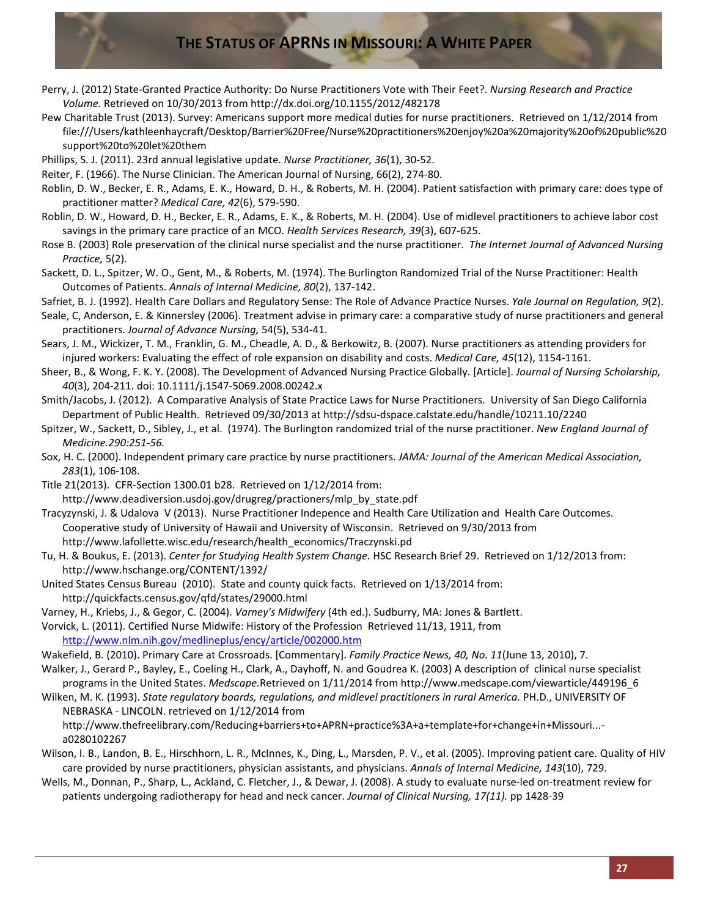Perry, J. (2012) State-Granted Practice Authority: Do Nurse Practitioners Vote with Their Feet?. *Nursing Research and Practice Volume.* Retrieved on 10/30/2013 from http://dx.doi.org/10.1155/2012/482178

Pew Charitable Trust (2013). Survey: Americans support more medical duties for nurse practitioners. Retrieved on 1/12/2014 from file:///Users/kathleenhaycraft/Desktop/Barrier%20Free/Nurse%20practitioners%20enjoy%20a%20majority%20of%20public%20support%20to%20let%20them

Phillips, S. J. (2011). 23rd annual legislative update. *Nurse Practitioner, 36*(1), 30-52.

Reiter, F. (1966). The Nurse Clinician. The American Journal of Nursing, 66(2), 274-80.

Roblin, D. W., Becker, E. R., Adams, E. K., Howard, D. H., & Roberts, M. H. (2004). Patient satisfaction with primary care: does type of practitioner matter? *Medical Care, 42*(6), 579-590.

Roblin, D. W., Howard, D. H., Becker, E. R., Adams, E. K., & Roberts, M. H. (2004). Use of midlevel practitioners to achieve labor cost savings in the primary care practice of an MCO. *Health Services Research, 39*(3), 607-625.

Rose B. (2003) Role preservation of the clinical nurse specialist and the nurse practitioner. *The Internet Journal of Advanced Nursing Practice,* 5(2).

Sackett, D. L., Spitzer, W. O., Gent, M., & Roberts, M. (1974). The Burlington Randomized Trial of the Nurse Practitioner: Health Outcomes of Patients. *Annals of Internal Medicine, 80*(2), 137-142.

Safriet, B. J. (1992). Health Care Dollars and Regulatory Sense: The Role of Advance Practice Nurses. *Yale Journal on Regulation, 9*(2).

Seale, C, Anderson, E. & Kinnersley (2006). Treatment advise in primary care: a comparative study of nurse practitioners and general practitioners. *Journal of Advance Nursing,* 54(5), 534-41.

Sears, J. M., Wickizer, T. M., Franklin, G. M., Cheadle, A. D., & Berkowitz, B. (2007). Nurse practitioners as attending providers for injured workers: Evaluating the effect of role expansion on disability and costs. *Medical Care, 45*(12), 1154-1161.

Sheer, B., & Wong, F. K. Y. (2008). The Development of Advanced Nursing Practice Globally. [Article]. *Journal of Nursing Scholarship, 40*(3), 204-211. doi: 10.1111/j.1547-5069.2008.00242.x

Smith/Jacobs, J. (2012). A Comparative Analysis of State Practice Laws for Nurse Practitioners. University of San Diego California Department of Public Health. Retrieved 09/30/2013 at http://sdsu-dspace.calstate.edu/handle/10211.10/2240

Spitzer, W., Sackett, D., Sibley, J., et al. (1974). The Burlington randomized trial of the nurse practitioner. *New England Journal of Medicine.290:251-56.*

Sox, H. C. (2000). Independent primary care practice by nurse practitioners. *JAMA: Journal of the American Medical Association, 283*(1), 106-108.

Title 21(2013). CFR-Section 1300.01 b28. Retrieved on 1/12/2014 from: http://www.deadiversion.usdoj.gov/drugreg/practioners/mlp_by_state.pdf

Tracyzynski, J. & Udalova V (2013). Nurse Practitioner Indepence and Health Care Utilization and Health Care Outcomes. Cooperative study of University of Hawaii and University of Wisconsin. Retrieved on 9/30/2013 from http://www.lafollette.wisc.edu/research/health_economics/Traczynski.pd

Tu, H. & Boukus, E. (2013). *Center for Studying Health System Change.* HSC Research Brief 29. Retrieved on 1/12/2013 from: http://www.hschange.org/CONTENT/1392/

United States Census Bureau (2010). State and county quick facts. Retrieved on 1/13/2014 from: http://quickfacts.census.gov/qfd/states/29000.html

Varney, H., Kriebs, J., & Gegor, C. (2004). *Varney's Midwifery* (4th ed.). Sudburry, MA: Jones & Bartlett.

Vorvick, L. (2011). Certified Nurse Midwife: History of the Profession Retrieved 11/13, 1911, from http://www.nlm.nih.gov/medlineplus/ency/article/002000.htm

Wakefield, B. (2010). Primary Care at Crossroads. [Commentary]. *Family Practice News, 40, No. 11*(June 13, 2010), 7.

Walker, J., Gerard P., Bayley, E., Coeling H., Clark, A., Dayhoff, N. and Goudrea K. (2003) A description of clinical nurse specialist programs in the United States. *Medscape.*Retrieved on 1/11/2014 from http://www.medscape.com/viewarticle/449196_6

Wilken, M. K. (1993). *State regulatory boards, regulations, and midlevel practitioners in rural America.* PH.D., UNIVERSITY OF NEBRASKA - LINCOLN. retrieved on 1/12/2014 from http://www.thefreelibrary.com/Reducing+barriers+to+APRN+practice%3A+a+template+for+change+in+Missouri...-a0280102267

Wilson, I. B., Landon, B. E., Hirschhorn, L. R., McInnes, K., Ding, L., Marsden, P. V., et al. (2005). Improving patient care. Quality of HIV care provided by nurse practitioners, physician assistants, and physicians. *Annals of Internal Medicine, 143*(10), 729.

Wells, M., Donnan, P., Sharp, L., Ackland, C. Fletcher, J., & Dewar, J. (2008). A study to evaluate nurse-led on-treatment review for patients undergoing radiotherapy for head and neck cancer. *Journal of Clinical Nursing, 17(11).* pp 1428-39